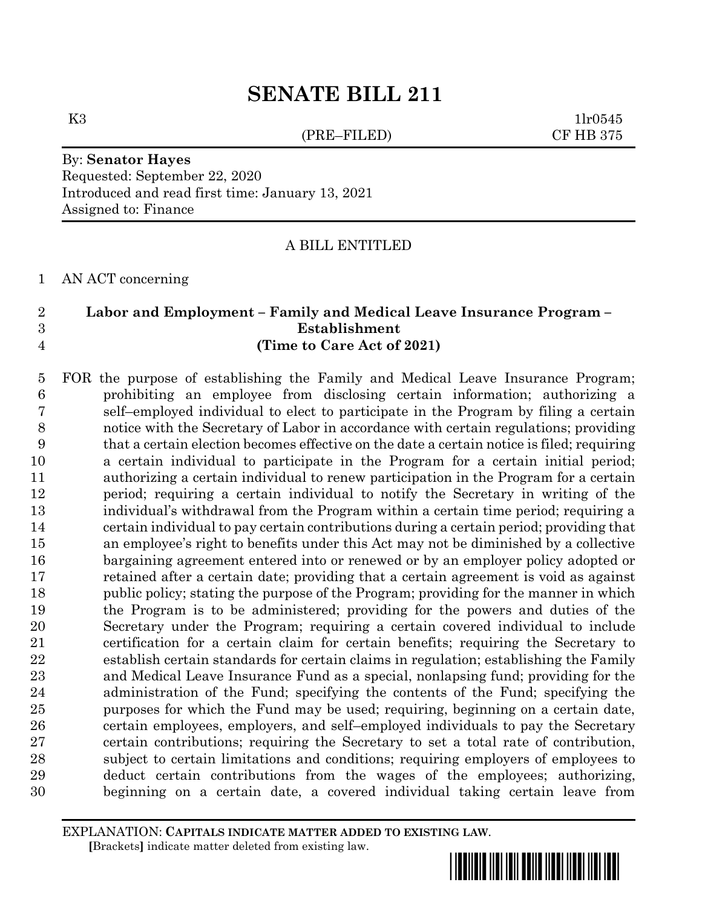# SENATE BILL 211

K3 (PRE–FILED) 1lr0545
CF HB 375

By: **Senator Hayes**
Requested: September 22, 2020
Introduced and read first time: January 13, 2021
Assigned to: Finance

A BILL ENTITLED

AN ACT concerning

**Labor and Employment – Family and Medical Leave Insurance Program – Establishment**
**(Time to Care Act of 2021)**

FOR the purpose of establishing the Family and Medical Leave Insurance Program; prohibiting an employee from disclosing certain information; authorizing a self–employed individual to elect to participate in the Program by filing a certain notice with the Secretary of Labor in accordance with certain regulations; providing that a certain election becomes effective on the date a certain notice is filed; requiring a certain individual to participate in the Program for a certain initial period; authorizing a certain individual to renew participation in the Program for a certain period; requiring a certain individual to notify the Secretary in writing of the individual's withdrawal from the Program within a certain time period; requiring a certain individual to pay certain contributions during a certain period; providing that an employee's right to benefits under this Act may not be diminished by a collective bargaining agreement entered into or renewed or by an employer policy adopted or retained after a certain date; providing that a certain agreement is void as against public policy; stating the purpose of the Program; providing for the manner in which the Program is to be administered; providing for the powers and duties of the Secretary under the Program; requiring a certain covered individual to include certification for a certain claim for certain benefits; requiring the Secretary to establish certain standards for certain claims in regulation; establishing the Family and Medical Leave Insurance Fund as a special, nonlapsing fund; providing for the administration of the Fund; specifying the contents of the Fund; specifying the purposes for which the Fund may be used; requiring, beginning on a certain date, certain employees, employers, and self–employed individuals to pay the Secretary certain contributions; requiring the Secretary to set a total rate of contribution, subject to certain limitations and conditions; requiring employers of employees to deduct certain contributions from the wages of the employees; authorizing, beginning on a certain date, a covered individual taking certain leave from

EXPLANATION: **CAPITALS INDICATE MATTER ADDED TO EXISTING LAW**.
[Brackets] indicate matter deleted from existing law.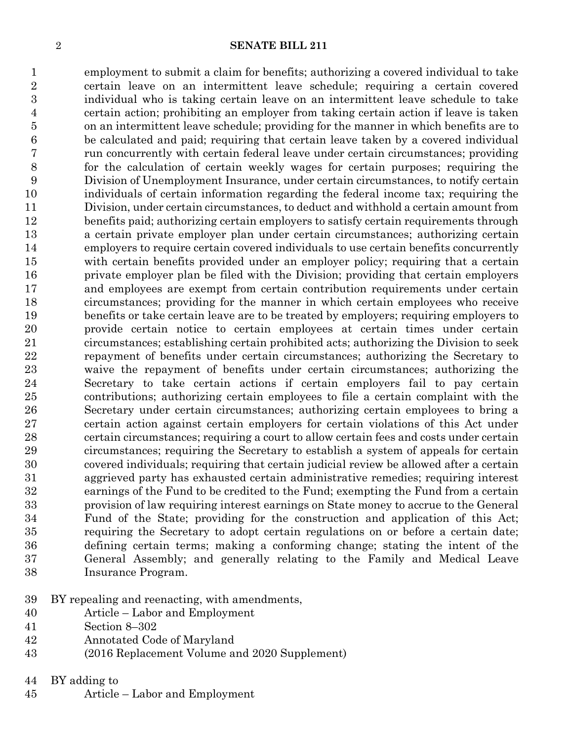employment to submit a claim for benefits; authorizing a covered individual to take certain leave on an intermittent leave schedule; requiring a certain covered individual who is taking certain leave on an intermittent leave schedule to take certain action; prohibiting an employer from taking certain action if leave is taken on an intermittent leave schedule; providing for the manner in which benefits are to be calculated and paid; requiring that certain leave taken by a covered individual run concurrently with certain federal leave under certain circumstances; providing for the calculation of certain weekly wages for certain purposes; requiring the Division of Unemployment Insurance, under certain circumstances, to notify certain individuals of certain information regarding the federal income tax; requiring the Division, under certain circumstances, to deduct and withhold a certain amount from benefits paid; authorizing certain employers to satisfy certain requirements through a certain private employer plan under certain circumstances; authorizing certain employers to require certain covered individuals to use certain benefits concurrently with certain benefits provided under an employer policy; requiring that a certain private employer plan be filed with the Division; providing that certain employers and employees are exempt from certain contribution requirements under certain circumstances; providing for the manner in which certain employees who receive benefits or take certain leave are to be treated by employers; requiring employers to provide certain notice to certain employees at certain times under certain circumstances; establishing certain prohibited acts; authorizing the Division to seek repayment of benefits under certain circumstances; authorizing the Secretary to waive the repayment of benefits under certain circumstances; authorizing the Secretary to take certain actions if certain employers fail to pay certain contributions; authorizing certain employees to file a certain complaint with the Secretary under certain circumstances; authorizing certain employees to bring a certain action against certain employers for certain violations of this Act under certain circumstances; requiring a court to allow certain fees and costs under certain circumstances; requiring the Secretary to establish a system of appeals for certain covered individuals; requiring that certain judicial review be allowed after a certain aggrieved party has exhausted certain administrative remedies; requiring interest earnings of the Fund to be credited to the Fund; exempting the Fund from a certain provision of law requiring interest earnings on State money to accrue to the General Fund of the State; providing for the construction and application of this Act; requiring the Secretary to adopt certain regulations on or before a certain date; defining certain terms; making a conforming change; stating the intent of the General Assembly; and generally relating to the Family and Medical Leave Insurance Program.

BY repealing and reenacting, with amendments,
Article – Labor and Employment
Section 8–302
Annotated Code of Maryland
(2016 Replacement Volume and 2020 Supplement)

BY adding to
Article – Labor and Employment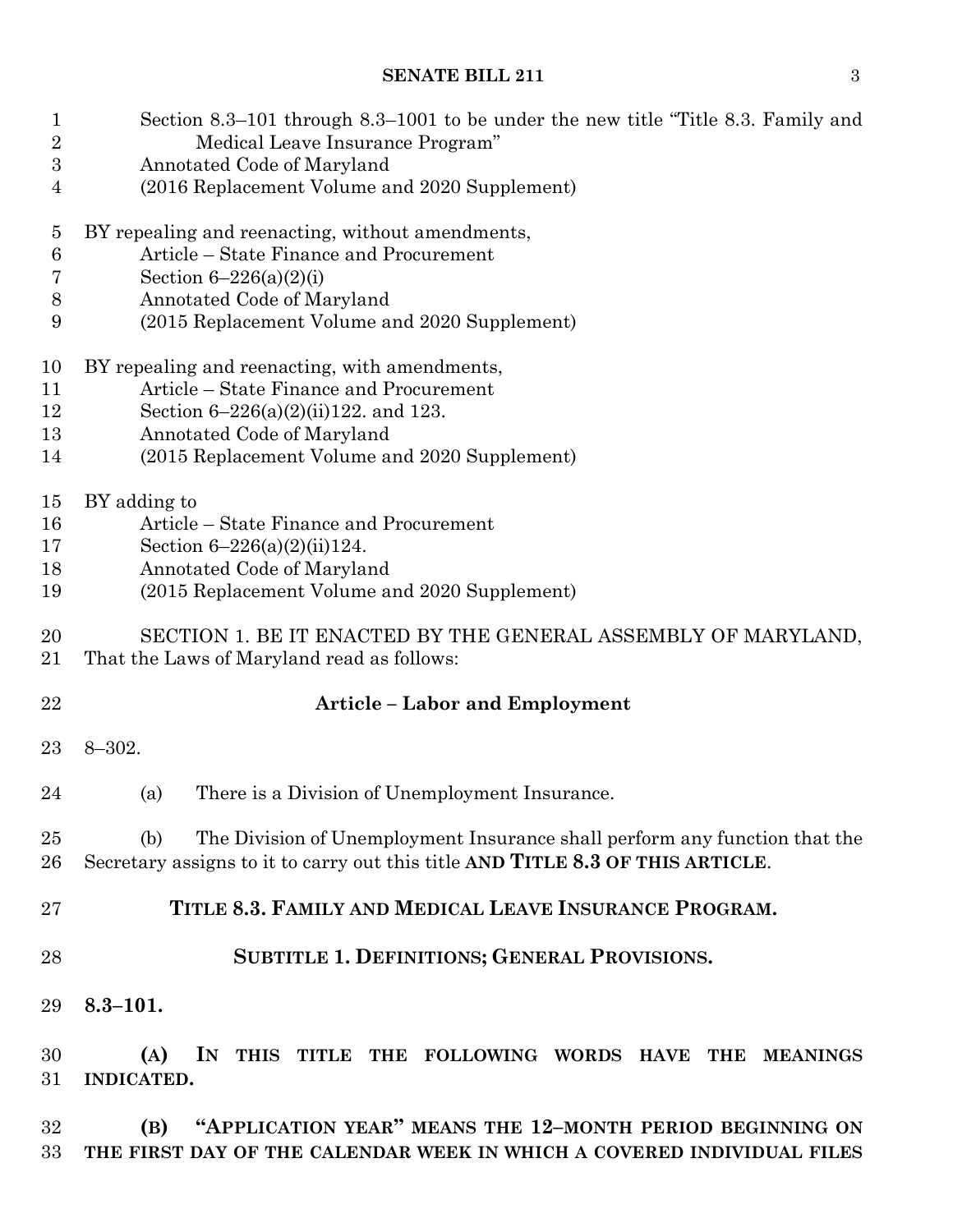Section 8.3–101 through 8.3–1001 to be under the new title "Title 8.3. Family and Medical Leave Insurance Program"
Annotated Code of Maryland
(2016 Replacement Volume and 2020 Supplement)

BY repealing and reenacting, without amendments,
Article – State Finance and Procurement
Section 6–226(a)(2)(i)
Annotated Code of Maryland
(2015 Replacement Volume and 2020 Supplement)

BY repealing and reenacting, with amendments,
Article – State Finance and Procurement
Section 6–226(a)(2)(ii)122. and 123.
Annotated Code of Maryland
(2015 Replacement Volume and 2020 Supplement)

BY adding to
Article – State Finance and Procurement
Section 6–226(a)(2)(ii)124.
Annotated Code of Maryland
(2015 Replacement Volume and 2020 Supplement)

SECTION 1. BE IT ENACTED BY THE GENERAL ASSEMBLY OF MARYLAND, That the Laws of Maryland read as follows:

## Article – Labor and Employment

8–302.

(a) There is a Division of Unemployment Insurance.

(b) The Division of Unemployment Insurance shall perform any function that the Secretary assigns to it to carry out this title **AND TITLE 8.3 OF THIS ARTICLE**.

## TITLE 8.3. FAMILY AND MEDICAL LEAVE INSURANCE PROGRAM.

### SUBTITLE 1. DEFINITIONS; GENERAL PROVISIONS.

**8.3–101.**

**(A) IN THIS TITLE THE FOLLOWING WORDS HAVE THE MEANINGS INDICATED.**

**(B) "APPLICATION YEAR" MEANS THE 12–MONTH PERIOD BEGINNING ON THE FIRST DAY OF THE CALENDAR WEEK IN WHICH A COVERED INDIVIDUAL FILES**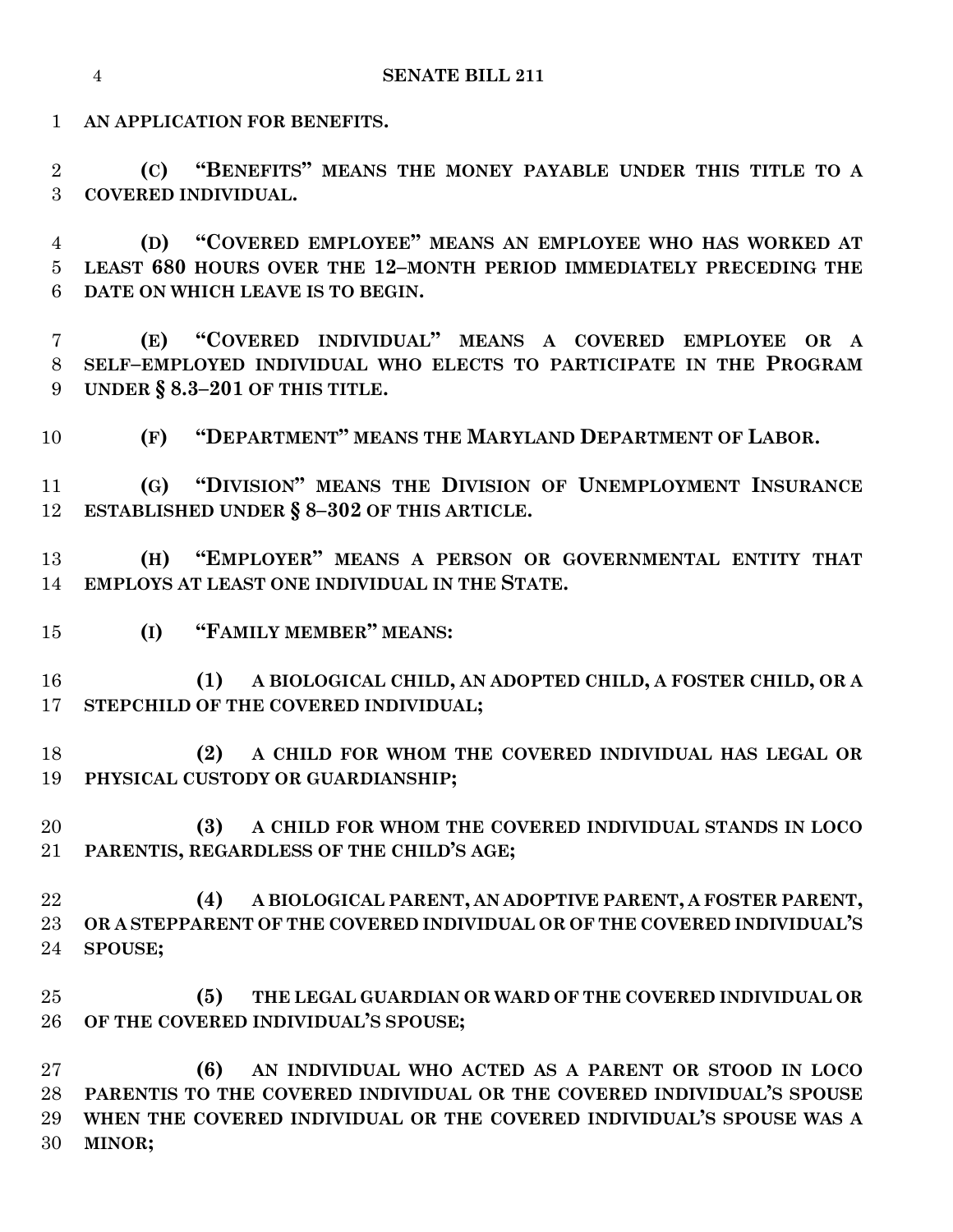**AN APPLICATION FOR BENEFITS.**

**(C) "BENEFITS" MEANS THE MONEY PAYABLE UNDER THIS TITLE TO A COVERED INDIVIDUAL.**

**(D) "COVERED EMPLOYEE" MEANS AN EMPLOYEE WHO HAS WORKED AT LEAST 680 HOURS OVER THE 12–MONTH PERIOD IMMEDIATELY PRECEDING THE DATE ON WHICH LEAVE IS TO BEGIN.**

**(E) "COVERED INDIVIDUAL" MEANS A COVERED EMPLOYEE OR A SELF–EMPLOYED INDIVIDUAL WHO ELECTS TO PARTICIPATE IN THE PROGRAM UNDER § 8.3–201 OF THIS TITLE.**

**(F) "DEPARTMENT" MEANS THE MARYLAND DEPARTMENT OF LABOR.**

**(G) "DIVISION" MEANS THE DIVISION OF UNEMPLOYMENT INSURANCE ESTABLISHED UNDER § 8–302 OF THIS ARTICLE.**

**(H) "EMPLOYER" MEANS A PERSON OR GOVERNMENTAL ENTITY THAT EMPLOYS AT LEAST ONE INDIVIDUAL IN THE STATE.**

**(I) "FAMILY MEMBER" MEANS:**

**(1) A BIOLOGICAL CHILD, AN ADOPTED CHILD, A FOSTER CHILD, OR A STEPCHILD OF THE COVERED INDIVIDUAL;**

**(2) A CHILD FOR WHOM THE COVERED INDIVIDUAL HAS LEGAL OR PHYSICAL CUSTODY OR GUARDIANSHIP;**

**(3) A CHILD FOR WHOM THE COVERED INDIVIDUAL STANDS IN LOCO PARENTIS, REGARDLESS OF THE CHILD'S AGE;**

**(4) A BIOLOGICAL PARENT, AN ADOPTIVE PARENT, A FOSTER PARENT, OR A STEPPARENT OF THE COVERED INDIVIDUAL OR OF THE COVERED INDIVIDUAL'S SPOUSE;**

**(5) THE LEGAL GUARDIAN OR WARD OF THE COVERED INDIVIDUAL OR OF THE COVERED INDIVIDUAL'S SPOUSE;**

**(6) AN INDIVIDUAL WHO ACTED AS A PARENT OR STOOD IN LOCO PARENTIS TO THE COVERED INDIVIDUAL OR THE COVERED INDIVIDUAL'S SPOUSE WHEN THE COVERED INDIVIDUAL OR THE COVERED INDIVIDUAL'S SPOUSE WAS A MINOR;**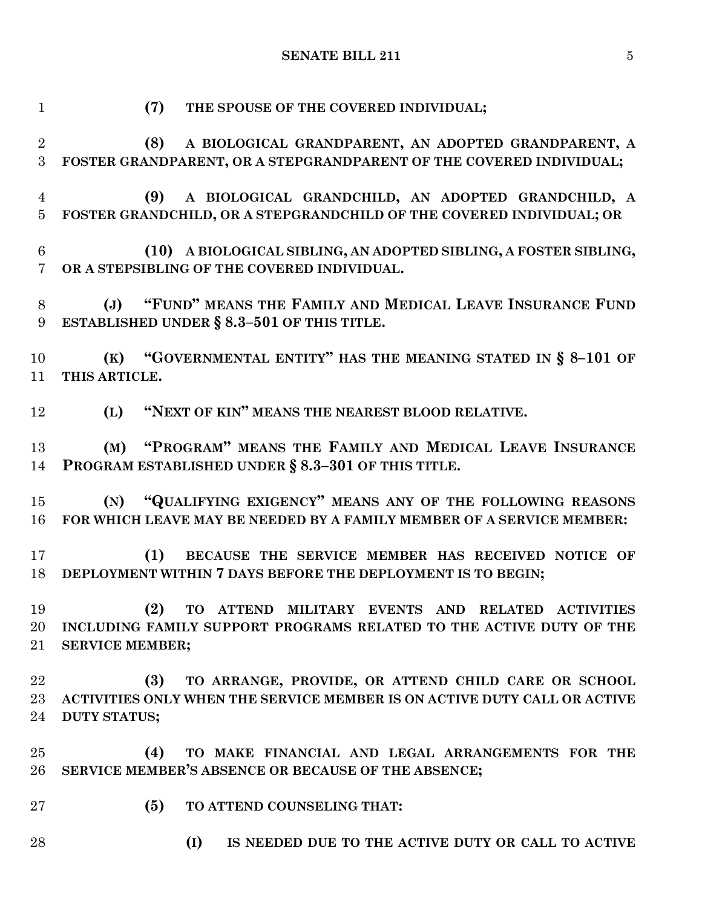(7) THE SPOUSE OF THE COVERED INDIVIDUAL;

(8) A BIOLOGICAL GRANDPARENT, AN ADOPTED GRANDPARENT, A FOSTER GRANDPARENT, OR A STEPGRANDPARENT OF THE COVERED INDIVIDUAL;

(9) A BIOLOGICAL GRANDCHILD, AN ADOPTED GRANDCHILD, A FOSTER GRANDCHILD, OR A STEPGRANDCHILD OF THE COVERED INDIVIDUAL; OR

(10) A BIOLOGICAL SIBLING, AN ADOPTED SIBLING, A FOSTER SIBLING, OR A STEPSIBLING OF THE COVERED INDIVIDUAL.

(J) "FUND" MEANS THE FAMILY AND MEDICAL LEAVE INSURANCE FUND ESTABLISHED UNDER § 8.3–501 OF THIS TITLE.

(K) "GOVERNMENTAL ENTITY" HAS THE MEANING STATED IN § 8–101 OF THIS ARTICLE.

(L) "NEXT OF KIN" MEANS THE NEAREST BLOOD RELATIVE.

(M) "PROGRAM" MEANS THE FAMILY AND MEDICAL LEAVE INSURANCE PROGRAM ESTABLISHED UNDER § 8.3–301 OF THIS TITLE.

(N) "QUALIFYING EXIGENCY" MEANS ANY OF THE FOLLOWING REASONS FOR WHICH LEAVE MAY BE NEEDED BY A FAMILY MEMBER OF A SERVICE MEMBER:

(1) BECAUSE THE SERVICE MEMBER HAS RECEIVED NOTICE OF DEPLOYMENT WITHIN 7 DAYS BEFORE THE DEPLOYMENT IS TO BEGIN;

(2) TO ATTEND MILITARY EVENTS AND RELATED ACTIVITIES INCLUDING FAMILY SUPPORT PROGRAMS RELATED TO THE ACTIVE DUTY OF THE SERVICE MEMBER;

(3) TO ARRANGE, PROVIDE, OR ATTEND CHILD CARE OR SCHOOL ACTIVITIES ONLY WHEN THE SERVICE MEMBER IS ON ACTIVE DUTY CALL OR ACTIVE DUTY STATUS;

(4) TO MAKE FINANCIAL AND LEGAL ARRANGEMENTS FOR THE SERVICE MEMBER'S ABSENCE OR BECAUSE OF THE ABSENCE;

(5) TO ATTEND COUNSELING THAT:

(I) IS NEEDED DUE TO THE ACTIVE DUTY OR CALL TO ACTIVE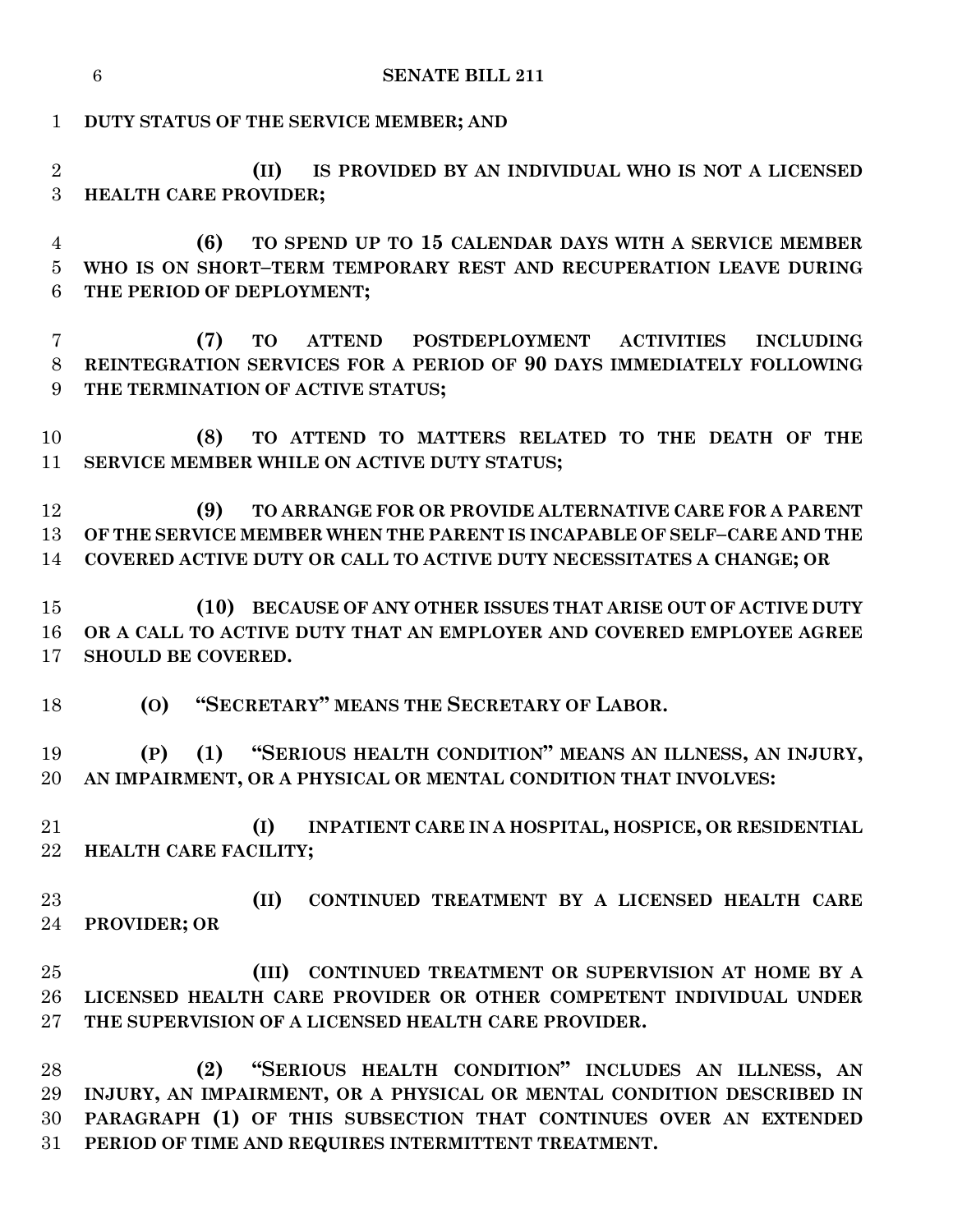**DUTY STATUS OF THE SERVICE MEMBER; AND**

**(II) IS PROVIDED BY AN INDIVIDUAL WHO IS NOT A LICENSED HEALTH CARE PROVIDER;**

**(6) TO SPEND UP TO 15 CALENDAR DAYS WITH A SERVICE MEMBER WHO IS ON SHORT–TERM TEMPORARY REST AND RECUPERATION LEAVE DURING THE PERIOD OF DEPLOYMENT;**

**(7) TO ATTEND POSTDEPLOYMENT ACTIVITIES INCLUDING REINTEGRATION SERVICES FOR A PERIOD OF 90 DAYS IMMEDIATELY FOLLOWING THE TERMINATION OF ACTIVE STATUS;**

**(8) TO ATTEND TO MATTERS RELATED TO THE DEATH OF THE SERVICE MEMBER WHILE ON ACTIVE DUTY STATUS;**

**(9) TO ARRANGE FOR OR PROVIDE ALTERNATIVE CARE FOR A PARENT OF THE SERVICE MEMBER WHEN THE PARENT IS INCAPABLE OF SELF–CARE AND THE COVERED ACTIVE DUTY OR CALL TO ACTIVE DUTY NECESSITATES A CHANGE; OR**

**(10) BECAUSE OF ANY OTHER ISSUES THAT ARISE OUT OF ACTIVE DUTY OR A CALL TO ACTIVE DUTY THAT AN EMPLOYER AND COVERED EMPLOYEE AGREE SHOULD BE COVERED.**

**(O) "SECRETARY" MEANS THE SECRETARY OF LABOR.**

**(P) (1) "SERIOUS HEALTH CONDITION" MEANS AN ILLNESS, AN INJURY, AN IMPAIRMENT, OR A PHYSICAL OR MENTAL CONDITION THAT INVOLVES:**

**(I) INPATIENT CARE IN A HOSPITAL, HOSPICE, OR RESIDENTIAL HEALTH CARE FACILITY;**

**(II) CONTINUED TREATMENT BY A LICENSED HEALTH CARE PROVIDER; OR**

**(III) CONTINUED TREATMENT OR SUPERVISION AT HOME BY A LICENSED HEALTH CARE PROVIDER OR OTHER COMPETENT INDIVIDUAL UNDER THE SUPERVISION OF A LICENSED HEALTH CARE PROVIDER.**

**(2) "SERIOUS HEALTH CONDITION" INCLUDES AN ILLNESS, AN INJURY, AN IMPAIRMENT, OR A PHYSICAL OR MENTAL CONDITION DESCRIBED IN PARAGRAPH (1) OF THIS SUBSECTION THAT CONTINUES OVER AN EXTENDED PERIOD OF TIME AND REQUIRES INTERMITTENT TREATMENT.**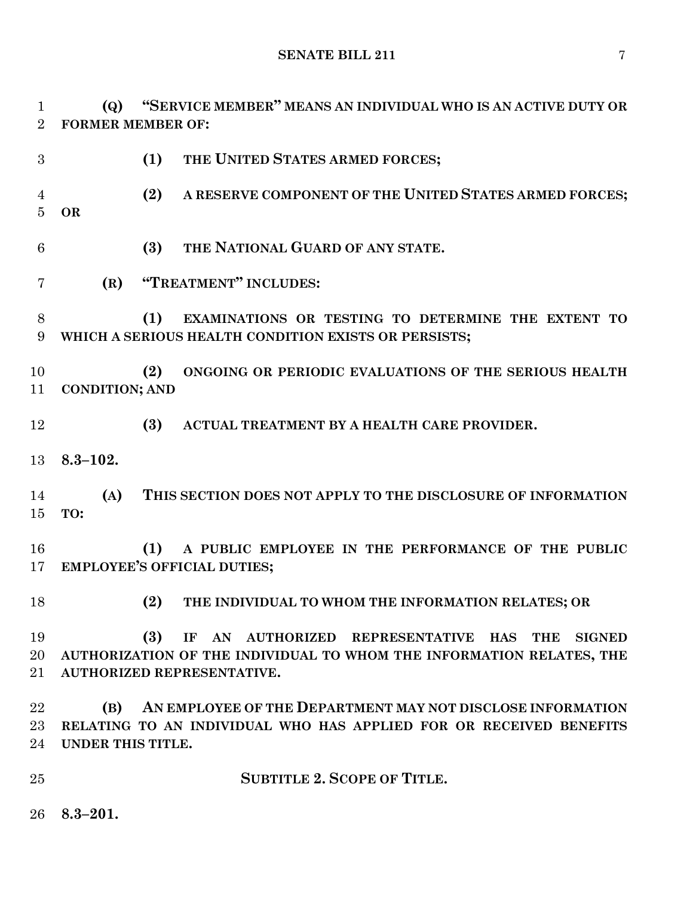**(Q) "SERVICE MEMBER" MEANS AN INDIVIDUAL WHO IS AN ACTIVE DUTY OR FORMER MEMBER OF:**

**(1) THE UNITED STATES ARMED FORCES;**

**(2) A RESERVE COMPONENT OF THE UNITED STATES ARMED FORCES; OR**

**(3) THE NATIONAL GUARD OF ANY STATE.**

**(R) "TREATMENT" INCLUDES:**

**(1) EXAMINATIONS OR TESTING TO DETERMINE THE EXTENT TO WHICH A SERIOUS HEALTH CONDITION EXISTS OR PERSISTS;**

**(2) ONGOING OR PERIODIC EVALUATIONS OF THE SERIOUS HEALTH CONDITION; AND**

**(3) ACTUAL TREATMENT BY A HEALTH CARE PROVIDER.**

**8.3–102.**

**(A) THIS SECTION DOES NOT APPLY TO THE DISCLOSURE OF INFORMATION TO:**

**(1) A PUBLIC EMPLOYEE IN THE PERFORMANCE OF THE PUBLIC EMPLOYEE'S OFFICIAL DUTIES;**

**(2) THE INDIVIDUAL TO WHOM THE INFORMATION RELATES; OR**

**(3) IF AN AUTHORIZED REPRESENTATIVE HAS THE SIGNED AUTHORIZATION OF THE INDIVIDUAL TO WHOM THE INFORMATION RELATES, THE AUTHORIZED REPRESENTATIVE.**

**(B) AN EMPLOYEE OF THE DEPARTMENT MAY NOT DISCLOSE INFORMATION RELATING TO AN INDIVIDUAL WHO HAS APPLIED FOR OR RECEIVED BENEFITS UNDER THIS TITLE.**

## SUBTITLE 2. SCOPE OF TITLE.

**8.3–201.**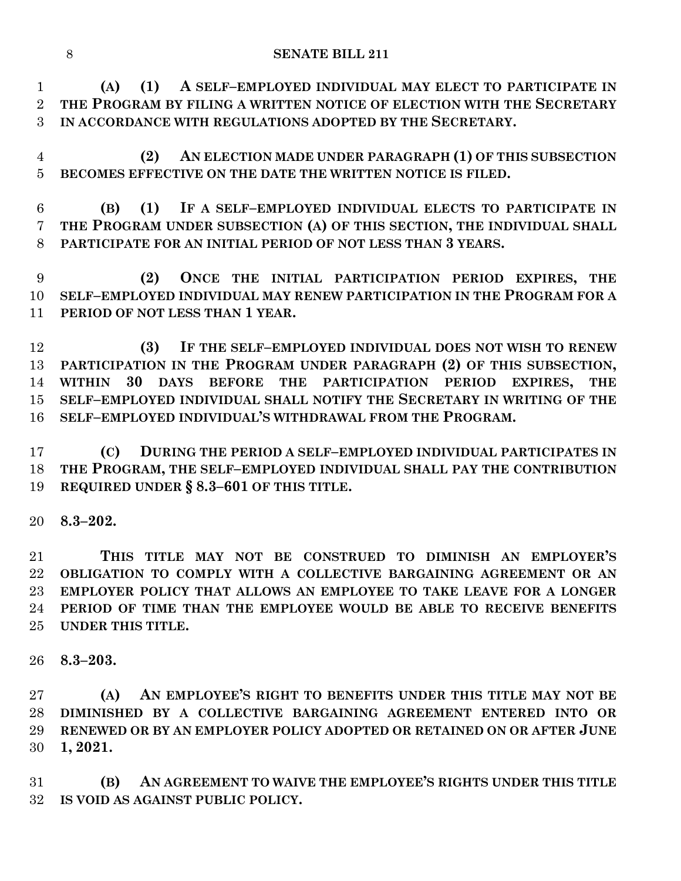**(A) (1) A SELF–EMPLOYED INDIVIDUAL MAY ELECT TO PARTICIPATE IN THE PROGRAM BY FILING A WRITTEN NOTICE OF ELECTION WITH THE SECRETARY IN ACCORDANCE WITH REGULATIONS ADOPTED BY THE SECRETARY.**

**(2) AN ELECTION MADE UNDER PARAGRAPH (1) OF THIS SUBSECTION BECOMES EFFECTIVE ON THE DATE THE WRITTEN NOTICE IS FILED.**

**(B) (1) IF A SELF–EMPLOYED INDIVIDUAL ELECTS TO PARTICIPATE IN THE PROGRAM UNDER SUBSECTION (A) OF THIS SECTION, THE INDIVIDUAL SHALL PARTICIPATE FOR AN INITIAL PERIOD OF NOT LESS THAN 3 YEARS.**

**(2) ONCE THE INITIAL PARTICIPATION PERIOD EXPIRES, THE SELF–EMPLOYED INDIVIDUAL MAY RENEW PARTICIPATION IN THE PROGRAM FOR A PERIOD OF NOT LESS THAN 1 YEAR.**

**(3) IF THE SELF–EMPLOYED INDIVIDUAL DOES NOT WISH TO RENEW PARTICIPATION IN THE PROGRAM UNDER PARAGRAPH (2) OF THIS SUBSECTION, WITHIN 30 DAYS BEFORE THE PARTICIPATION PERIOD EXPIRES, THE SELF–EMPLOYED INDIVIDUAL SHALL NOTIFY THE SECRETARY IN WRITING OF THE SELF–EMPLOYED INDIVIDUAL'S WITHDRAWAL FROM THE PROGRAM.**

**(C) DURING THE PERIOD A SELF–EMPLOYED INDIVIDUAL PARTICIPATES IN THE PROGRAM, THE SELF–EMPLOYED INDIVIDUAL SHALL PAY THE CONTRIBUTION REQUIRED UNDER § 8.3–601 OF THIS TITLE.**

**8.3–202.**

**THIS TITLE MAY NOT BE CONSTRUED TO DIMINISH AN EMPLOYER'S OBLIGATION TO COMPLY WITH A COLLECTIVE BARGAINING AGREEMENT OR AN EMPLOYER POLICY THAT ALLOWS AN EMPLOYEE TO TAKE LEAVE FOR A LONGER PERIOD OF TIME THAN THE EMPLOYEE WOULD BE ABLE TO RECEIVE BENEFITS UNDER THIS TITLE.**

**8.3–203.**

**(A) AN EMPLOYEE'S RIGHT TO BENEFITS UNDER THIS TITLE MAY NOT BE DIMINISHED BY A COLLECTIVE BARGAINING AGREEMENT ENTERED INTO OR RENEWED OR BY AN EMPLOYER POLICY ADOPTED OR RETAINED ON OR AFTER JUNE 1, 2021.**

**(B) AN AGREEMENT TO WAIVE THE EMPLOYEE'S RIGHTS UNDER THIS TITLE IS VOID AS AGAINST PUBLIC POLICY.**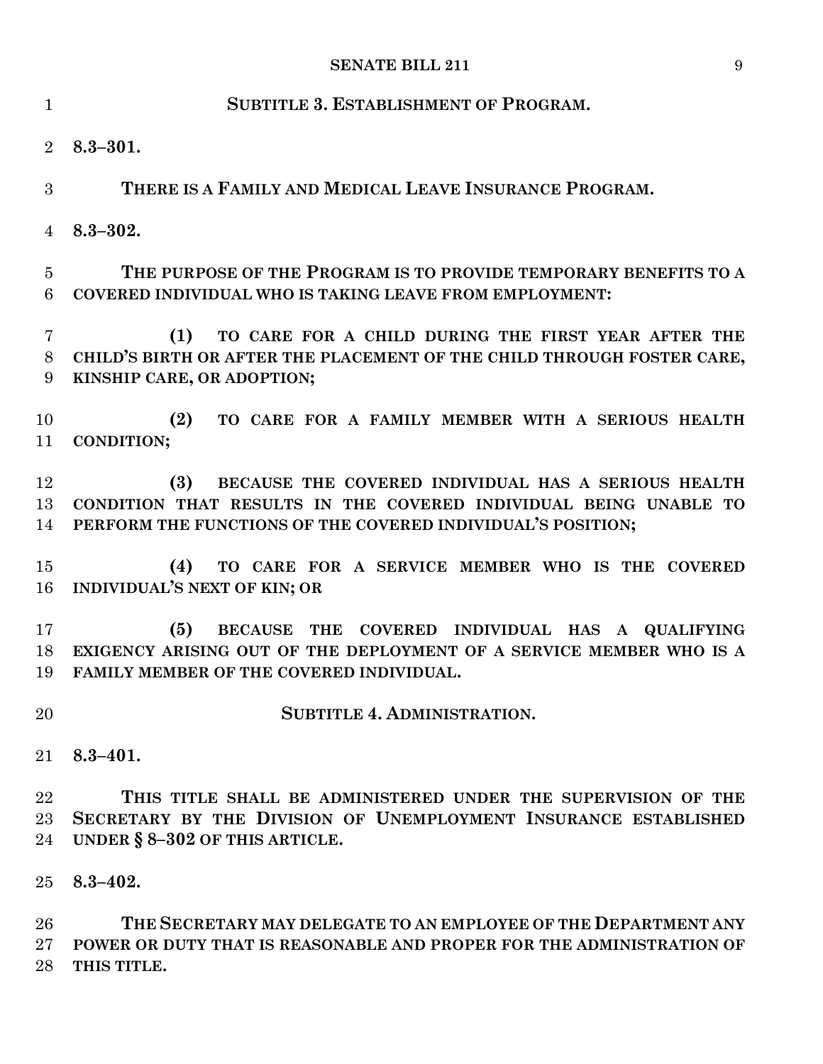## SUBTITLE 3. ESTABLISHMENT OF PROGRAM.

**8.3–301.**

**THERE IS A FAMILY AND MEDICAL LEAVE INSURANCE PROGRAM.**

**8.3–302.**

**THE PURPOSE OF THE PROGRAM IS TO PROVIDE TEMPORARY BENEFITS TO A COVERED INDIVIDUAL WHO IS TAKING LEAVE FROM EMPLOYMENT:**

**(1) TO CARE FOR A CHILD DURING THE FIRST YEAR AFTER THE CHILD'S BIRTH OR AFTER THE PLACEMENT OF THE CHILD THROUGH FOSTER CARE, KINSHIP CARE, OR ADOPTION;**

**(2) TO CARE FOR A FAMILY MEMBER WITH A SERIOUS HEALTH CONDITION;**

**(3) BECAUSE THE COVERED INDIVIDUAL HAS A SERIOUS HEALTH CONDITION THAT RESULTS IN THE COVERED INDIVIDUAL BEING UNABLE TO PERFORM THE FUNCTIONS OF THE COVERED INDIVIDUAL'S POSITION;**

**(4) TO CARE FOR A SERVICE MEMBER WHO IS THE COVERED INDIVIDUAL'S NEXT OF KIN; OR**

**(5) BECAUSE THE COVERED INDIVIDUAL HAS A QUALIFYING EXIGENCY ARISING OUT OF THE DEPLOYMENT OF A SERVICE MEMBER WHO IS A FAMILY MEMBER OF THE COVERED INDIVIDUAL.**

## SUBTITLE 4. ADMINISTRATION.

**8.3–401.**

**THIS TITLE SHALL BE ADMINISTERED UNDER THE SUPERVISION OF THE SECRETARY BY THE DIVISION OF UNEMPLOYMENT INSURANCE ESTABLISHED UNDER § 8–302 OF THIS ARTICLE.**

**8.3–402.**

**THE SECRETARY MAY DELEGATE TO AN EMPLOYEE OF THE DEPARTMENT ANY POWER OR DUTY THAT IS REASONABLE AND PROPER FOR THE ADMINISTRATION OF THIS TITLE.**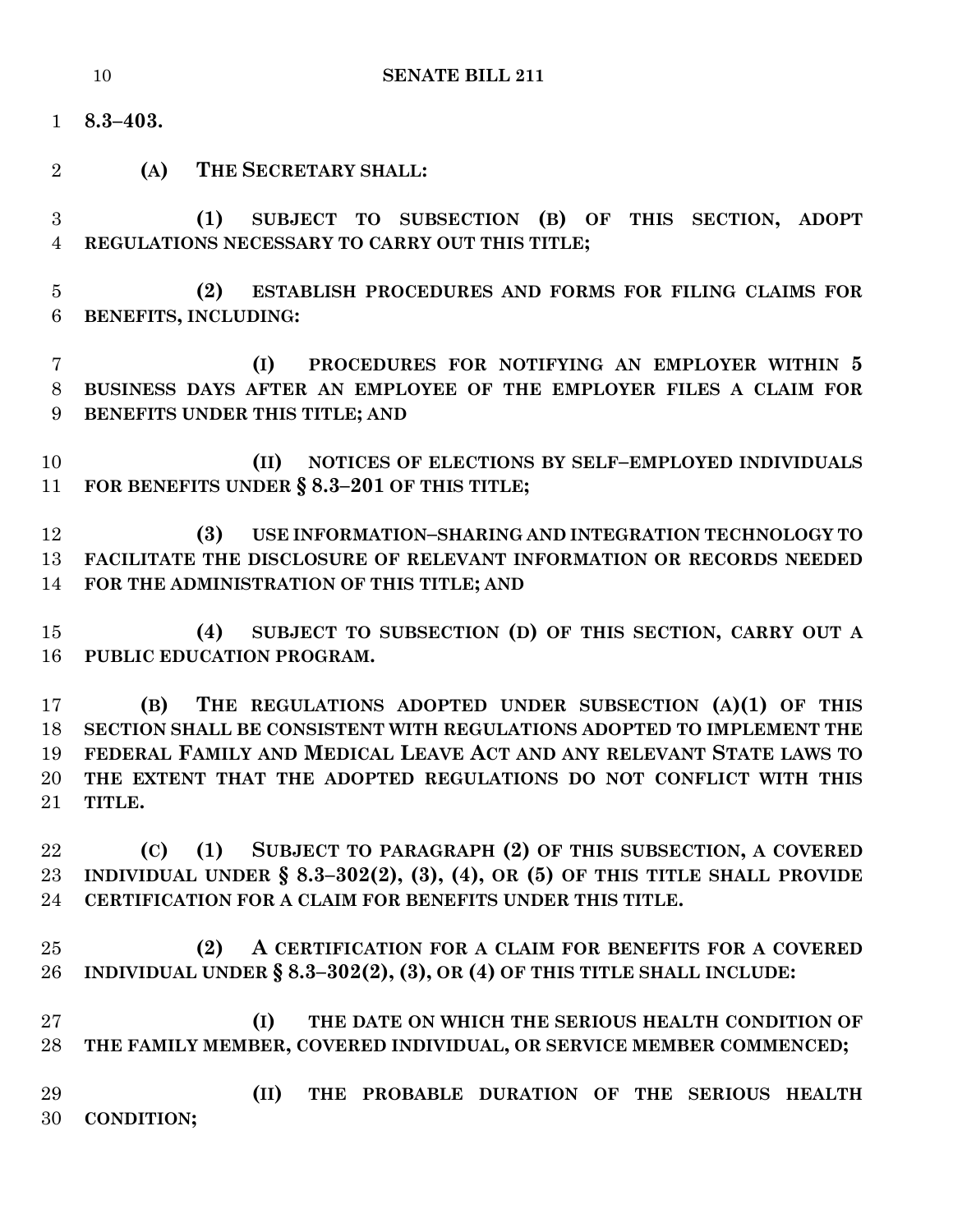**8.3–403.**

**(A) THE SECRETARY SHALL:**

**(1) SUBJECT TO SUBSECTION (B) OF THIS SECTION, ADOPT REGULATIONS NECESSARY TO CARRY OUT THIS TITLE;**

**(2) ESTABLISH PROCEDURES AND FORMS FOR FILING CLAIMS FOR BENEFITS, INCLUDING:**

**(I) PROCEDURES FOR NOTIFYING AN EMPLOYER WITHIN 5 BUSINESS DAYS AFTER AN EMPLOYEE OF THE EMPLOYER FILES A CLAIM FOR BENEFITS UNDER THIS TITLE; AND**

**(II) NOTICES OF ELECTIONS BY SELF–EMPLOYED INDIVIDUALS FOR BENEFITS UNDER § 8.3–201 OF THIS TITLE;**

**(3) USE INFORMATION–SHARING AND INTEGRATION TECHNOLOGY TO FACILITATE THE DISCLOSURE OF RELEVANT INFORMATION OR RECORDS NEEDED FOR THE ADMINISTRATION OF THIS TITLE; AND**

**(4) SUBJECT TO SUBSECTION (D) OF THIS SECTION, CARRY OUT A PUBLIC EDUCATION PROGRAM.**

**(B) THE REGULATIONS ADOPTED UNDER SUBSECTION (A)(1) OF THIS SECTION SHALL BE CONSISTENT WITH REGULATIONS ADOPTED TO IMPLEMENT THE FEDERAL FAMILY AND MEDICAL LEAVE ACT AND ANY RELEVANT STATE LAWS TO THE EXTENT THAT THE ADOPTED REGULATIONS DO NOT CONFLICT WITH THIS TITLE.**

**(C) (1) SUBJECT TO PARAGRAPH (2) OF THIS SUBSECTION, A COVERED INDIVIDUAL UNDER § 8.3–302(2), (3), (4), OR (5) OF THIS TITLE SHALL PROVIDE CERTIFICATION FOR A CLAIM FOR BENEFITS UNDER THIS TITLE.**

**(2) A CERTIFICATION FOR A CLAIM FOR BENEFITS FOR A COVERED INDIVIDUAL UNDER § 8.3–302(2), (3), OR (4) OF THIS TITLE SHALL INCLUDE:**

**(I) THE DATE ON WHICH THE SERIOUS HEALTH CONDITION OF THE FAMILY MEMBER, COVERED INDIVIDUAL, OR SERVICE MEMBER COMMENCED;**

**(II) THE PROBABLE DURATION OF THE SERIOUS HEALTH CONDITION;**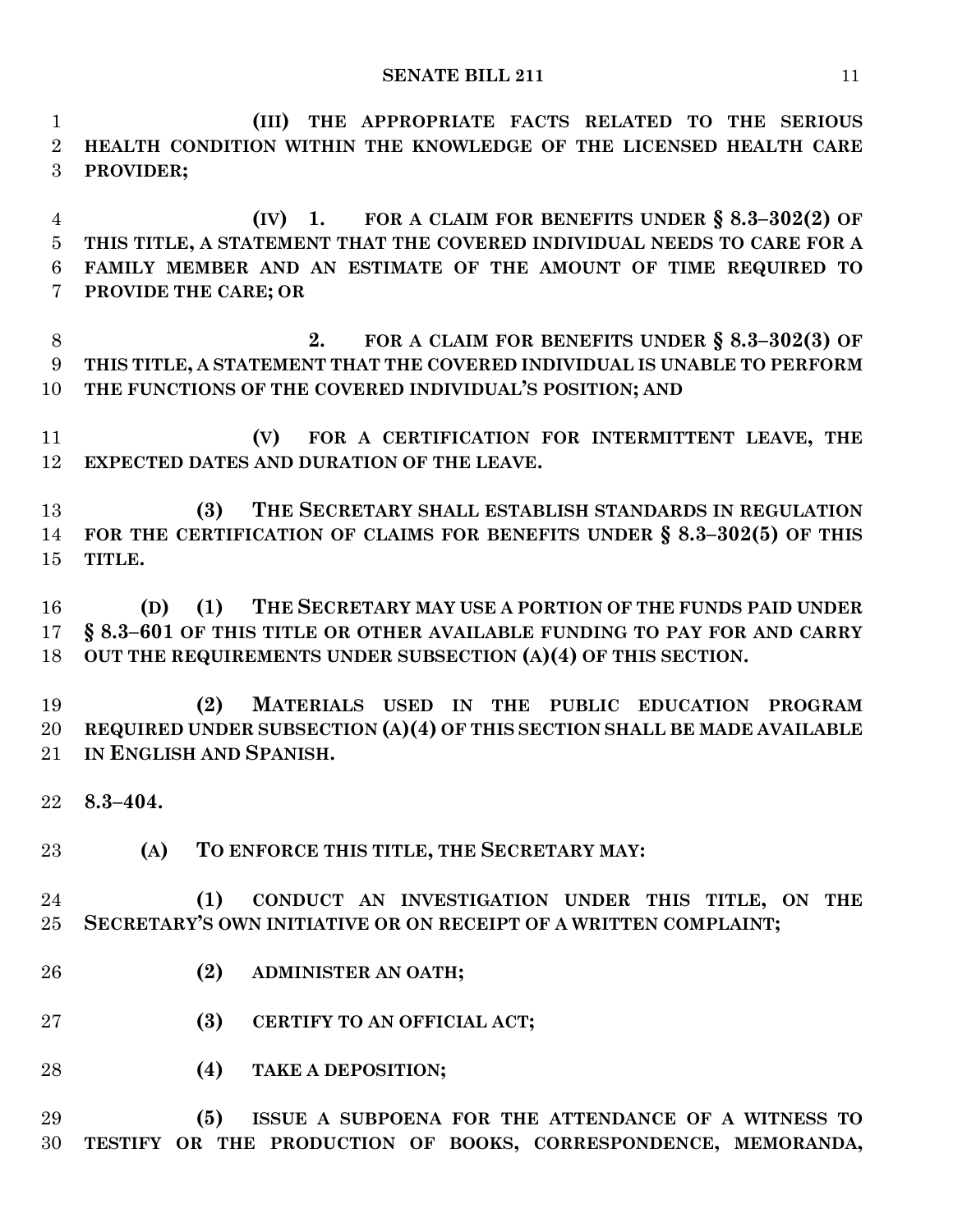**(III) THE APPROPRIATE FACTS RELATED TO THE SERIOUS HEALTH CONDITION WITHIN THE KNOWLEDGE OF THE LICENSED HEALTH CARE PROVIDER;**

**(IV) 1. FOR A CLAIM FOR BENEFITS UNDER § 8.3–302(2) OF THIS TITLE, A STATEMENT THAT THE COVERED INDIVIDUAL NEEDS TO CARE FOR A FAMILY MEMBER AND AN ESTIMATE OF THE AMOUNT OF TIME REQUIRED TO PROVIDE THE CARE; OR**

**2. FOR A CLAIM FOR BENEFITS UNDER § 8.3–302(3) OF THIS TITLE, A STATEMENT THAT THE COVERED INDIVIDUAL IS UNABLE TO PERFORM THE FUNCTIONS OF THE COVERED INDIVIDUAL'S POSITION; AND**

**(V) FOR A CERTIFICATION FOR INTERMITTENT LEAVE, THE EXPECTED DATES AND DURATION OF THE LEAVE.**

**(3) THE SECRETARY SHALL ESTABLISH STANDARDS IN REGULATION FOR THE CERTIFICATION OF CLAIMS FOR BENEFITS UNDER § 8.3–302(5) OF THIS TITLE.**

**(D) (1) THE SECRETARY MAY USE A PORTION OF THE FUNDS PAID UNDER § 8.3–601 OF THIS TITLE OR OTHER AVAILABLE FUNDING TO PAY FOR AND CARRY OUT THE REQUIREMENTS UNDER SUBSECTION (A)(4) OF THIS SECTION.**

**(2) MATERIALS USED IN THE PUBLIC EDUCATION PROGRAM REQUIRED UNDER SUBSECTION (A)(4) OF THIS SECTION SHALL BE MADE AVAILABLE IN ENGLISH AND SPANISH.**

**8.3–404.**

**(A) TO ENFORCE THIS TITLE, THE SECRETARY MAY:**

**(1) CONDUCT AN INVESTIGATION UNDER THIS TITLE, ON THE SECRETARY'S OWN INITIATIVE OR ON RECEIPT OF A WRITTEN COMPLAINT;**

**(2) ADMINISTER AN OATH;**

**(3) CERTIFY TO AN OFFICIAL ACT;**

**(4) TAKE A DEPOSITION;**

**(5) ISSUE A SUBPOENA FOR THE ATTENDANCE OF A WITNESS TO TESTIFY OR THE PRODUCTION OF BOOKS, CORRESPONDENCE, MEMORANDA,**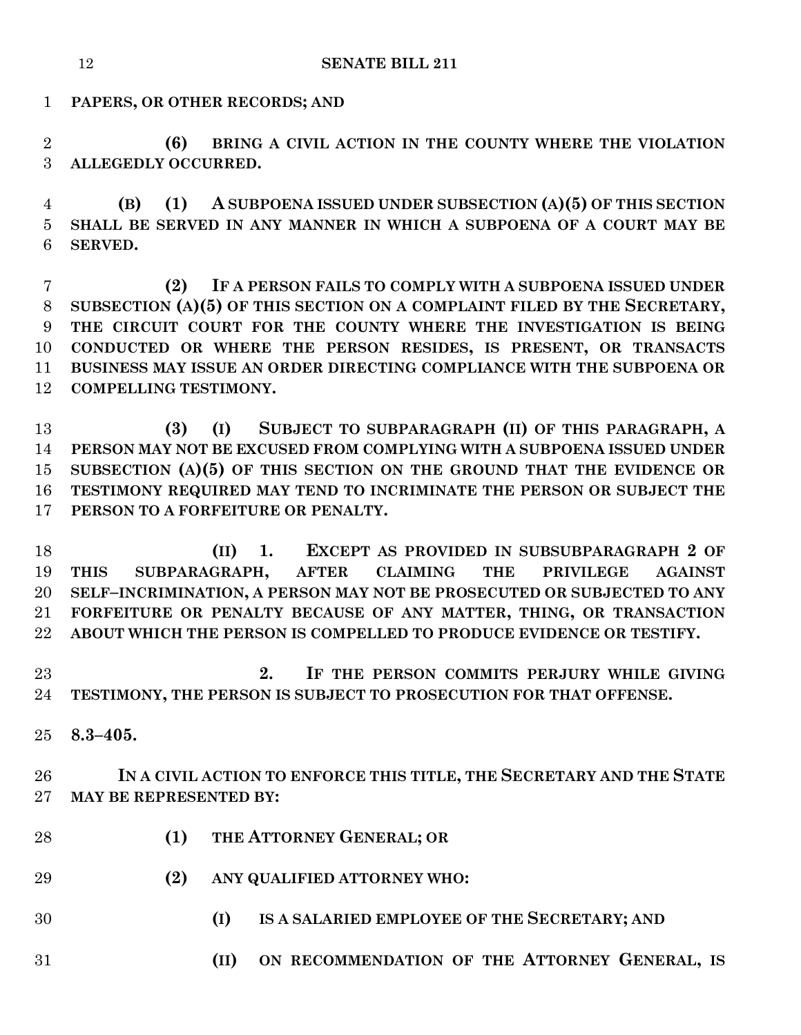**PAPERS, OR OTHER RECORDS; AND**

**(6) BRING A CIVIL ACTION IN THE COUNTY WHERE THE VIOLATION ALLEGEDLY OCCURRED.**

**(B) (1) A SUBPOENA ISSUED UNDER SUBSECTION (A)(5) OF THIS SECTION SHALL BE SERVED IN ANY MANNER IN WHICH A SUBPOENA OF A COURT MAY BE SERVED.**

**(2) IF A PERSON FAILS TO COMPLY WITH A SUBPOENA ISSUED UNDER SUBSECTION (A)(5) OF THIS SECTION ON A COMPLAINT FILED BY THE SECRETARY, THE CIRCUIT COURT FOR THE COUNTY WHERE THE INVESTIGATION IS BEING CONDUCTED OR WHERE THE PERSON RESIDES, IS PRESENT, OR TRANSACTS BUSINESS MAY ISSUE AN ORDER DIRECTING COMPLIANCE WITH THE SUBPOENA OR COMPELLING TESTIMONY.**

**(3) (I) SUBJECT TO SUBPARAGRAPH (II) OF THIS PARAGRAPH, A PERSON MAY NOT BE EXCUSED FROM COMPLYING WITH A SUBPOENA ISSUED UNDER SUBSECTION (A)(5) OF THIS SECTION ON THE GROUND THAT THE EVIDENCE OR TESTIMONY REQUIRED MAY TEND TO INCRIMINATE THE PERSON OR SUBJECT THE PERSON TO A FORFEITURE OR PENALTY.**

**(II) 1. EXCEPT AS PROVIDED IN SUBSUBPARAGRAPH 2 OF THIS SUBPARAGRAPH, AFTER CLAIMING THE PRIVILEGE AGAINST SELF–INCRIMINATION, A PERSON MAY NOT BE PROSECUTED OR SUBJECTED TO ANY FORFEITURE OR PENALTY BECAUSE OF ANY MATTER, THING, OR TRANSACTION ABOUT WHICH THE PERSON IS COMPELLED TO PRODUCE EVIDENCE OR TESTIFY.**

**2. IF THE PERSON COMMITS PERJURY WHILE GIVING TESTIMONY, THE PERSON IS SUBJECT TO PROSECUTION FOR THAT OFFENSE.**

**8.3–405.**

**IN A CIVIL ACTION TO ENFORCE THIS TITLE, THE SECRETARY AND THE STATE MAY BE REPRESENTED BY:**

**(1) THE ATTORNEY GENERAL; OR**

**(2) ANY QUALIFIED ATTORNEY WHO:**

**(I) IS A SALARIED EMPLOYEE OF THE SECRETARY; AND**

**(II) ON RECOMMENDATION OF THE ATTORNEY GENERAL, IS**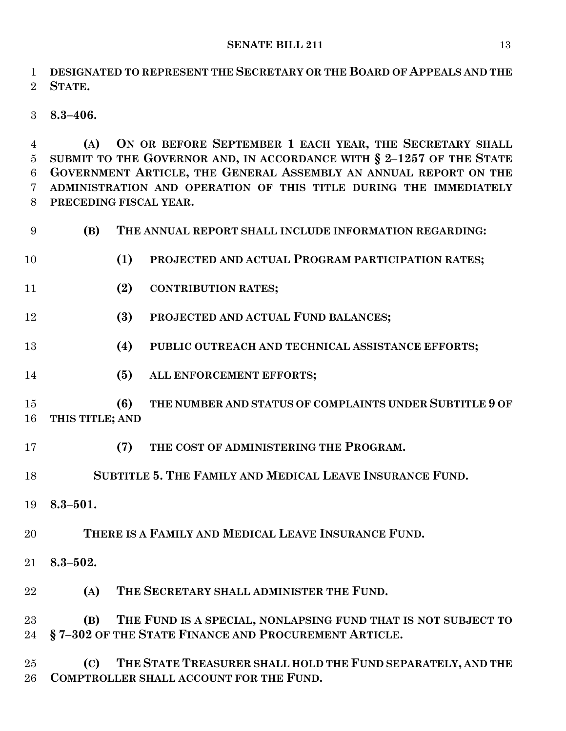**DESIGNATED TO REPRESENT THE SECRETARY OR THE BOARD OF APPEALS AND THE STATE.**

**8.3–406.**

**(A) ON OR BEFORE SEPTEMBER 1 EACH YEAR, THE SECRETARY SHALL SUBMIT TO THE GOVERNOR AND, IN ACCORDANCE WITH § 2–1257 OF THE STATE GOVERNMENT ARTICLE, THE GENERAL ASSEMBLY AN ANNUAL REPORT ON THE ADMINISTRATION AND OPERATION OF THIS TITLE DURING THE IMMEDIATELY PRECEDING FISCAL YEAR.**

**(B) THE ANNUAL REPORT SHALL INCLUDE INFORMATION REGARDING:**

**(1) PROJECTED AND ACTUAL PROGRAM PARTICIPATION RATES;**

**(2) CONTRIBUTION RATES;**

**(3) PROJECTED AND ACTUAL FUND BALANCES;**

**(4) PUBLIC OUTREACH AND TECHNICAL ASSISTANCE EFFORTS;**

**(5) ALL ENFORCEMENT EFFORTS;**

**(6) THE NUMBER AND STATUS OF COMPLAINTS UNDER SUBTITLE 9 OF THIS TITLE; AND**

**(7) THE COST OF ADMINISTERING THE PROGRAM.**

**SUBTITLE 5. THE FAMILY AND MEDICAL LEAVE INSURANCE FUND.**

**8.3–501.**

**THERE IS A FAMILY AND MEDICAL LEAVE INSURANCE FUND.**

**8.3–502.**

**(A) THE SECRETARY SHALL ADMINISTER THE FUND.**

**(B) THE FUND IS A SPECIAL, NONLAPSING FUND THAT IS NOT SUBJECT TO § 7–302 OF THE STATE FINANCE AND PROCUREMENT ARTICLE.**

**(C) THE STATE TREASURER SHALL HOLD THE FUND SEPARATELY, AND THE COMPTROLLER SHALL ACCOUNT FOR THE FUND.**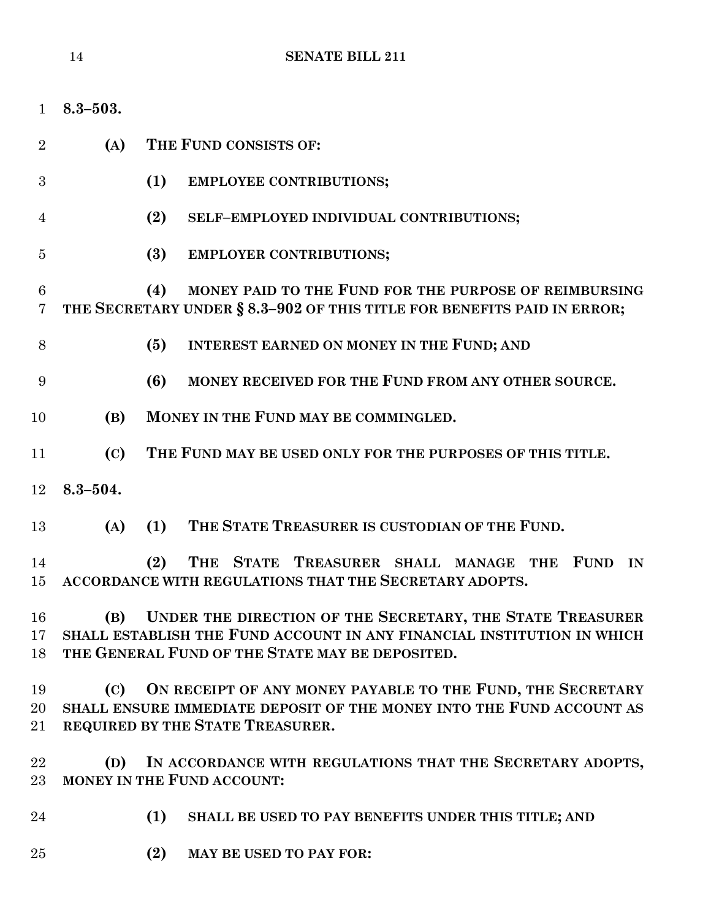**8.3–503.**

**(A) THE FUND CONSISTS OF:**

**(1) EMPLOYEE CONTRIBUTIONS;**

**(2) SELF–EMPLOYED INDIVIDUAL CONTRIBUTIONS;**

**(3) EMPLOYER CONTRIBUTIONS;**

**(4) MONEY PAID TO THE FUND FOR THE PURPOSE OF REIMBURSING THE SECRETARY UNDER § 8.3–902 OF THIS TITLE FOR BENEFITS PAID IN ERROR;**

**(5) INTEREST EARNED ON MONEY IN THE FUND; AND**

**(6) MONEY RECEIVED FOR THE FUND FROM ANY OTHER SOURCE.**

**(B) MONEY IN THE FUND MAY BE COMMINGLED.**

**(C) THE FUND MAY BE USED ONLY FOR THE PURPOSES OF THIS TITLE.**

**8.3–504.**

**(A) (1) THE STATE TREASURER IS CUSTODIAN OF THE FUND.**

**(2) THE STATE TREASURER SHALL MANAGE THE FUND IN ACCORDANCE WITH REGULATIONS THAT THE SECRETARY ADOPTS.**

**(B) UNDER THE DIRECTION OF THE SECRETARY, THE STATE TREASURER SHALL ESTABLISH THE FUND ACCOUNT IN ANY FINANCIAL INSTITUTION IN WHICH THE GENERAL FUND OF THE STATE MAY BE DEPOSITED.**

**(C) ON RECEIPT OF ANY MONEY PAYABLE TO THE FUND, THE SECRETARY SHALL ENSURE IMMEDIATE DEPOSIT OF THE MONEY INTO THE FUND ACCOUNT AS REQUIRED BY THE STATE TREASURER.**

**(D) IN ACCORDANCE WITH REGULATIONS THAT THE SECRETARY ADOPTS, MONEY IN THE FUND ACCOUNT:**

**(1) SHALL BE USED TO PAY BENEFITS UNDER THIS TITLE; AND**

**(2) MAY BE USED TO PAY FOR:**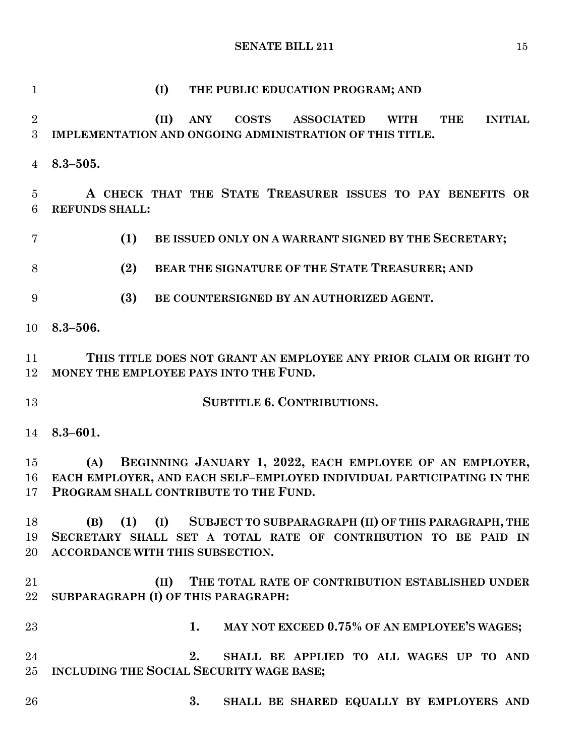**(I) THE PUBLIC EDUCATION PROGRAM; AND**

**(II) ANY COSTS ASSOCIATED WITH THE INITIAL IMPLEMENTATION AND ONGOING ADMINISTRATION OF THIS TITLE.**

**8.3–505.**

**A CHECK THAT THE STATE TREASURER ISSUES TO PAY BENEFITS OR REFUNDS SHALL:**

**(1) BE ISSUED ONLY ON A WARRANT SIGNED BY THE SECRETARY;**

**(2) BEAR THE SIGNATURE OF THE STATE TREASURER; AND**

**(3) BE COUNTERSIGNED BY AN AUTHORIZED AGENT.**

**8.3–506.**

**THIS TITLE DOES NOT GRANT AN EMPLOYEE ANY PRIOR CLAIM OR RIGHT TO MONEY THE EMPLOYEE PAYS INTO THE FUND.**

**SUBTITLE 6. CONTRIBUTIONS.**

**8.3–601.**

**(A) BEGINNING JANUARY 1, 2022, EACH EMPLOYEE OF AN EMPLOYER, EACH EMPLOYER, AND EACH SELF–EMPLOYED INDIVIDUAL PARTICIPATING IN THE PROGRAM SHALL CONTRIBUTE TO THE FUND.**

**(B) (1) (I) SUBJECT TO SUBPARAGRAPH (II) OF THIS PARAGRAPH, THE SECRETARY SHALL SET A TOTAL RATE OF CONTRIBUTION TO BE PAID IN ACCORDANCE WITH THIS SUBSECTION.**

**(II) THE TOTAL RATE OF CONTRIBUTION ESTABLISHED UNDER SUBPARAGRAPH (I) OF THIS PARAGRAPH:**

**1. MAY NOT EXCEED 0.75% OF AN EMPLOYEE'S WAGES;**

**2. SHALL BE APPLIED TO ALL WAGES UP TO AND INCLUDING THE SOCIAL SECURITY WAGE BASE;**

**3. SHALL BE SHARED EQUALLY BY EMPLOYERS AND**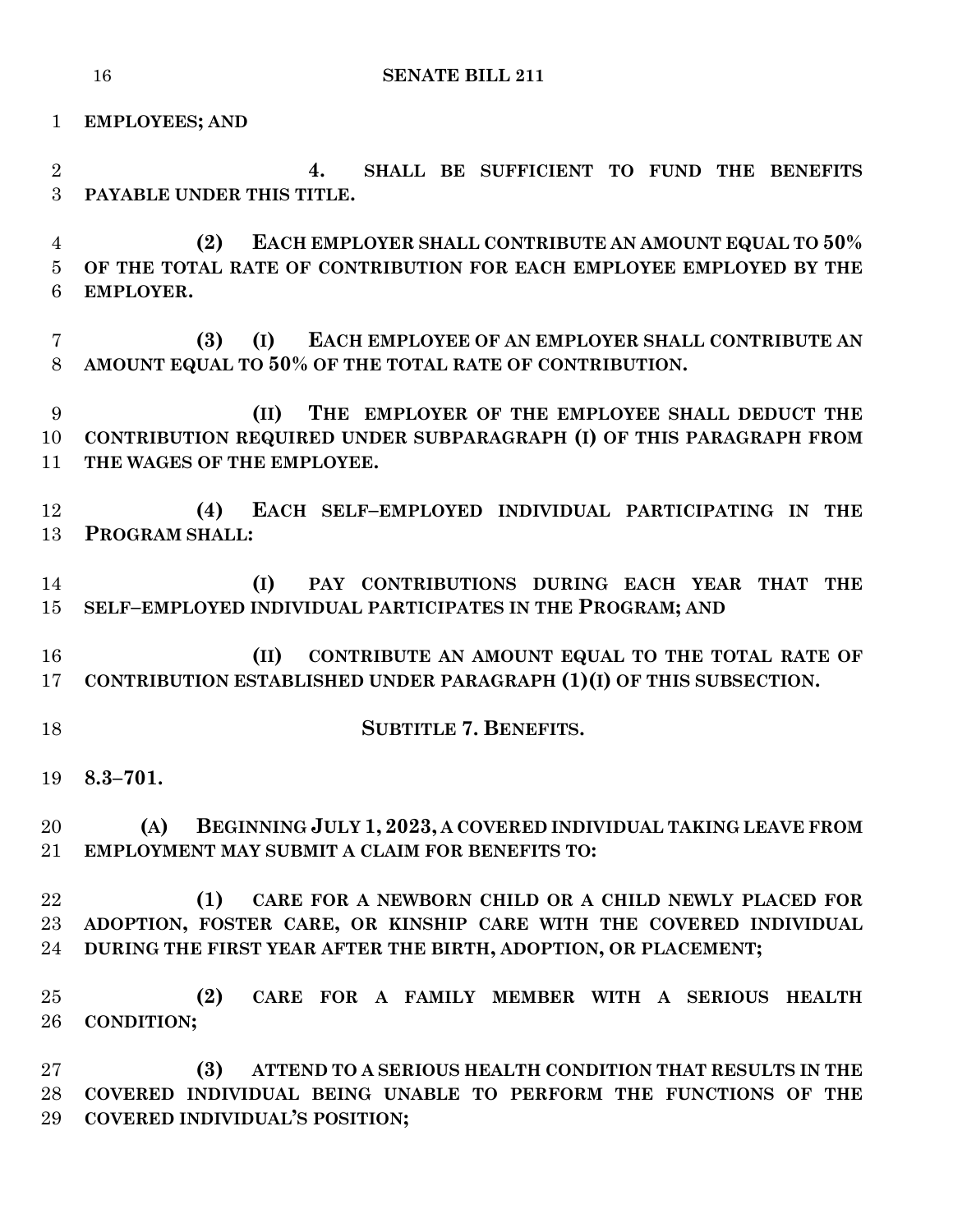**EMPLOYEES; AND**

**4. SHALL BE SUFFICIENT TO FUND THE BENEFITS PAYABLE UNDER THIS TITLE.**

**(2) EACH EMPLOYER SHALL CONTRIBUTE AN AMOUNT EQUAL TO 50% OF THE TOTAL RATE OF CONTRIBUTION FOR EACH EMPLOYEE EMPLOYED BY THE EMPLOYER.**

**(3) (I) EACH EMPLOYEE OF AN EMPLOYER SHALL CONTRIBUTE AN AMOUNT EQUAL TO 50% OF THE TOTAL RATE OF CONTRIBUTION.**

**(II) THE EMPLOYER OF THE EMPLOYEE SHALL DEDUCT THE CONTRIBUTION REQUIRED UNDER SUBPARAGRAPH (I) OF THIS PARAGRAPH FROM THE WAGES OF THE EMPLOYEE.**

**(4) EACH SELF–EMPLOYED INDIVIDUAL PARTICIPATING IN THE PROGRAM SHALL:**

**(I) PAY CONTRIBUTIONS DURING EACH YEAR THAT THE SELF–EMPLOYED INDIVIDUAL PARTICIPATES IN THE PROGRAM; AND**

**(II) CONTRIBUTE AN AMOUNT EQUAL TO THE TOTAL RATE OF CONTRIBUTION ESTABLISHED UNDER PARAGRAPH (1)(I) OF THIS SUBSECTION.**

## SUBTITLE 7. BENEFITS.

**8.3–701.**

**(A) BEGINNING JULY 1, 2023, A COVERED INDIVIDUAL TAKING LEAVE FROM EMPLOYMENT MAY SUBMIT A CLAIM FOR BENEFITS TO:**

**(1) CARE FOR A NEWBORN CHILD OR A CHILD NEWLY PLACED FOR ADOPTION, FOSTER CARE, OR KINSHIP CARE WITH THE COVERED INDIVIDUAL DURING THE FIRST YEAR AFTER THE BIRTH, ADOPTION, OR PLACEMENT;**

**(2) CARE FOR A FAMILY MEMBER WITH A SERIOUS HEALTH CONDITION;**

**(3) ATTEND TO A SERIOUS HEALTH CONDITION THAT RESULTS IN THE COVERED INDIVIDUAL BEING UNABLE TO PERFORM THE FUNCTIONS OF THE COVERED INDIVIDUAL'S POSITION;**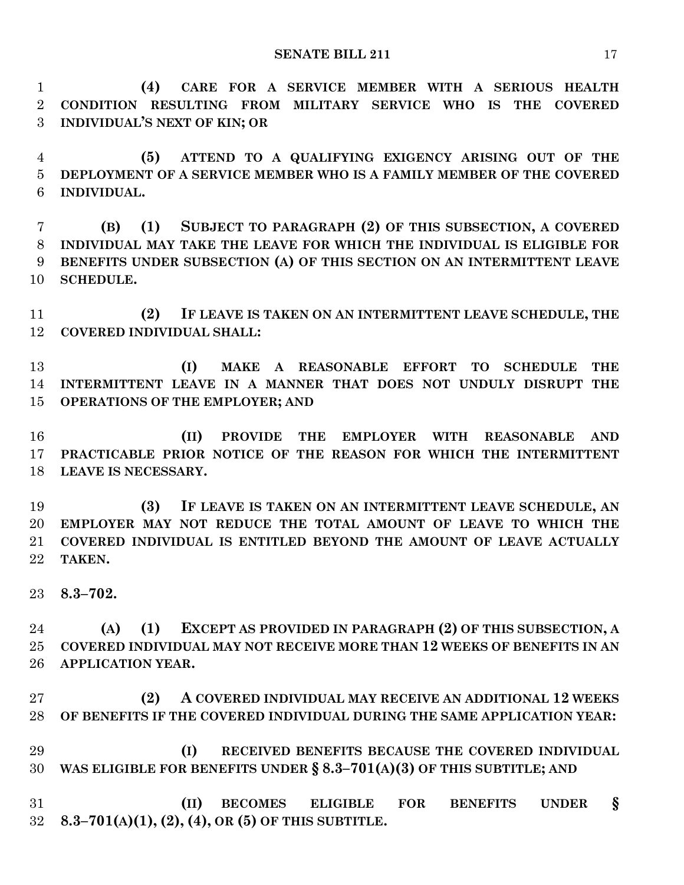**(4) CARE FOR A SERVICE MEMBER WITH A SERIOUS HEALTH CONDITION RESULTING FROM MILITARY SERVICE WHO IS THE COVERED INDIVIDUAL'S NEXT OF KIN; OR**

**(5) ATTEND TO A QUALIFYING EXIGENCY ARISING OUT OF THE DEPLOYMENT OF A SERVICE MEMBER WHO IS A FAMILY MEMBER OF THE COVERED INDIVIDUAL.**

**(B) (1) SUBJECT TO PARAGRAPH (2) OF THIS SUBSECTION, A COVERED INDIVIDUAL MAY TAKE THE LEAVE FOR WHICH THE INDIVIDUAL IS ELIGIBLE FOR BENEFITS UNDER SUBSECTION (A) OF THIS SECTION ON AN INTERMITTENT LEAVE SCHEDULE.**

**(2) IF LEAVE IS TAKEN ON AN INTERMITTENT LEAVE SCHEDULE, THE COVERED INDIVIDUAL SHALL:**

**(I) MAKE A REASONABLE EFFORT TO SCHEDULE THE INTERMITTENT LEAVE IN A MANNER THAT DOES NOT UNDULY DISRUPT THE OPERATIONS OF THE EMPLOYER; AND**

**(II) PROVIDE THE EMPLOYER WITH REASONABLE AND PRACTICABLE PRIOR NOTICE OF THE REASON FOR WHICH THE INTERMITTENT LEAVE IS NECESSARY.**

**(3) IF LEAVE IS TAKEN ON AN INTERMITTENT LEAVE SCHEDULE, AN EMPLOYER MAY NOT REDUCE THE TOTAL AMOUNT OF LEAVE TO WHICH THE COVERED INDIVIDUAL IS ENTITLED BEYOND THE AMOUNT OF LEAVE ACTUALLY TAKEN.**

**8.3–702.**

**(A) (1) EXCEPT AS PROVIDED IN PARAGRAPH (2) OF THIS SUBSECTION, A COVERED INDIVIDUAL MAY NOT RECEIVE MORE THAN 12 WEEKS OF BENEFITS IN AN APPLICATION YEAR.**

**(2) A COVERED INDIVIDUAL MAY RECEIVE AN ADDITIONAL 12 WEEKS OF BENEFITS IF THE COVERED INDIVIDUAL DURING THE SAME APPLICATION YEAR:**

**(I) RECEIVED BENEFITS BECAUSE THE COVERED INDIVIDUAL WAS ELIGIBLE FOR BENEFITS UNDER § 8.3–701(A)(3) OF THIS SUBTITLE; AND**

**(II) BECOMES ELIGIBLE FOR BENEFITS UNDER § 8.3–701(A)(1), (2), (4), OR (5) OF THIS SUBTITLE.**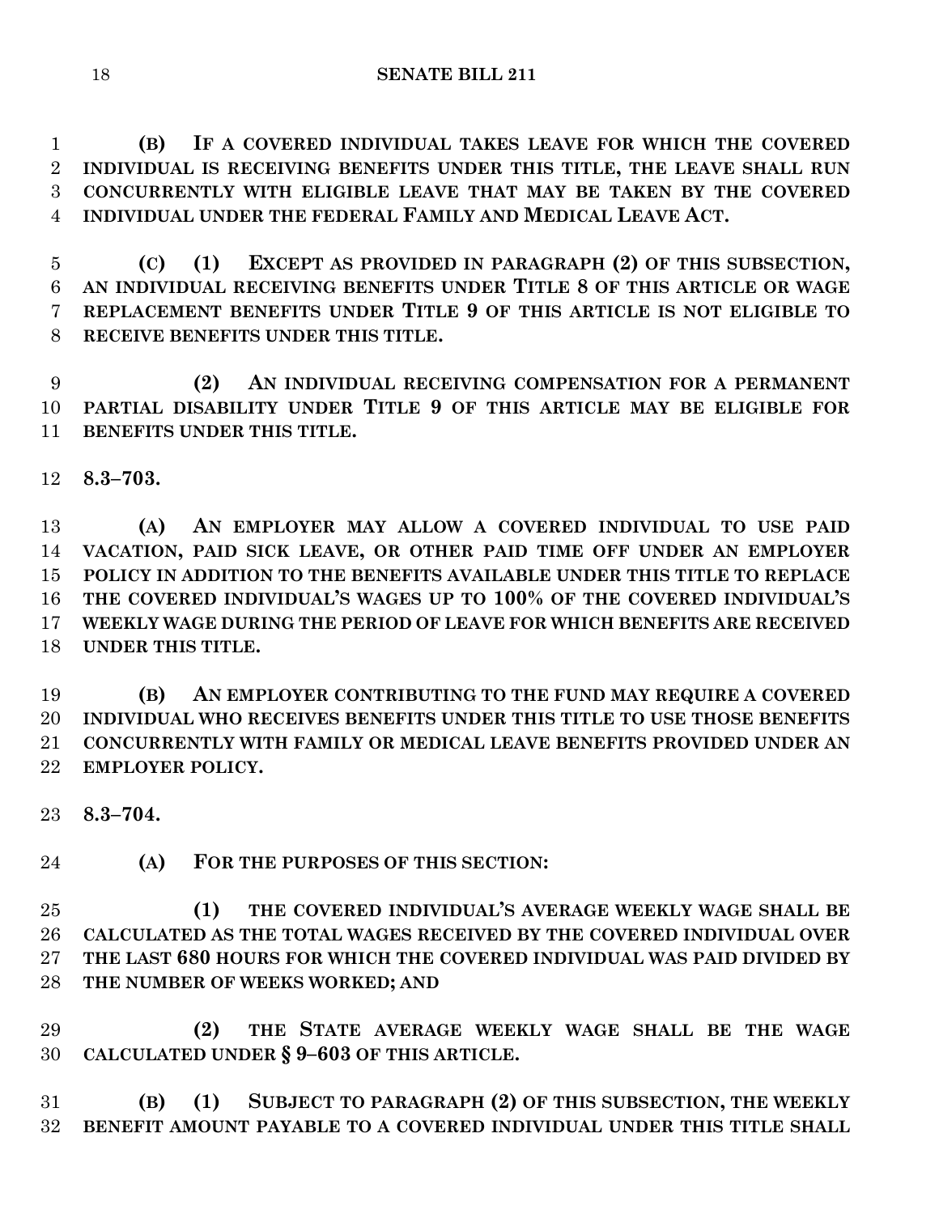**(B) IF A COVERED INDIVIDUAL TAKES LEAVE FOR WHICH THE COVERED INDIVIDUAL IS RECEIVING BENEFITS UNDER THIS TITLE, THE LEAVE SHALL RUN CONCURRENTLY WITH ELIGIBLE LEAVE THAT MAY BE TAKEN BY THE COVERED INDIVIDUAL UNDER THE FEDERAL FAMILY AND MEDICAL LEAVE ACT.**

**(C) (1) EXCEPT AS PROVIDED IN PARAGRAPH (2) OF THIS SUBSECTION, AN INDIVIDUAL RECEIVING BENEFITS UNDER TITLE 8 OF THIS ARTICLE OR WAGE REPLACEMENT BENEFITS UNDER TITLE 9 OF THIS ARTICLE IS NOT ELIGIBLE TO RECEIVE BENEFITS UNDER THIS TITLE.**

**(2) AN INDIVIDUAL RECEIVING COMPENSATION FOR A PERMANENT PARTIAL DISABILITY UNDER TITLE 9 OF THIS ARTICLE MAY BE ELIGIBLE FOR BENEFITS UNDER THIS TITLE.**

**8.3–703.**

**(A) AN EMPLOYER MAY ALLOW A COVERED INDIVIDUAL TO USE PAID VACATION, PAID SICK LEAVE, OR OTHER PAID TIME OFF UNDER AN EMPLOYER POLICY IN ADDITION TO THE BENEFITS AVAILABLE UNDER THIS TITLE TO REPLACE THE COVERED INDIVIDUAL'S WAGES UP TO 100% OF THE COVERED INDIVIDUAL'S WEEKLY WAGE DURING THE PERIOD OF LEAVE FOR WHICH BENEFITS ARE RECEIVED UNDER THIS TITLE.**

**(B) AN EMPLOYER CONTRIBUTING TO THE FUND MAY REQUIRE A COVERED INDIVIDUAL WHO RECEIVES BENEFITS UNDER THIS TITLE TO USE THOSE BENEFITS CONCURRENTLY WITH FAMILY OR MEDICAL LEAVE BENEFITS PROVIDED UNDER AN EMPLOYER POLICY.**

**8.3–704.**

**(A) FOR THE PURPOSES OF THIS SECTION:**

**(1) THE COVERED INDIVIDUAL'S AVERAGE WEEKLY WAGE SHALL BE CALCULATED AS THE TOTAL WAGES RECEIVED BY THE COVERED INDIVIDUAL OVER THE LAST 680 HOURS FOR WHICH THE COVERED INDIVIDUAL WAS PAID DIVIDED BY THE NUMBER OF WEEKS WORKED; AND**

**(2) THE STATE AVERAGE WEEKLY WAGE SHALL BE THE WAGE CALCULATED UNDER § 9–603 OF THIS ARTICLE.**

**(B) (1) SUBJECT TO PARAGRAPH (2) OF THIS SUBSECTION, THE WEEKLY BENEFIT AMOUNT PAYABLE TO A COVERED INDIVIDUAL UNDER THIS TITLE SHALL**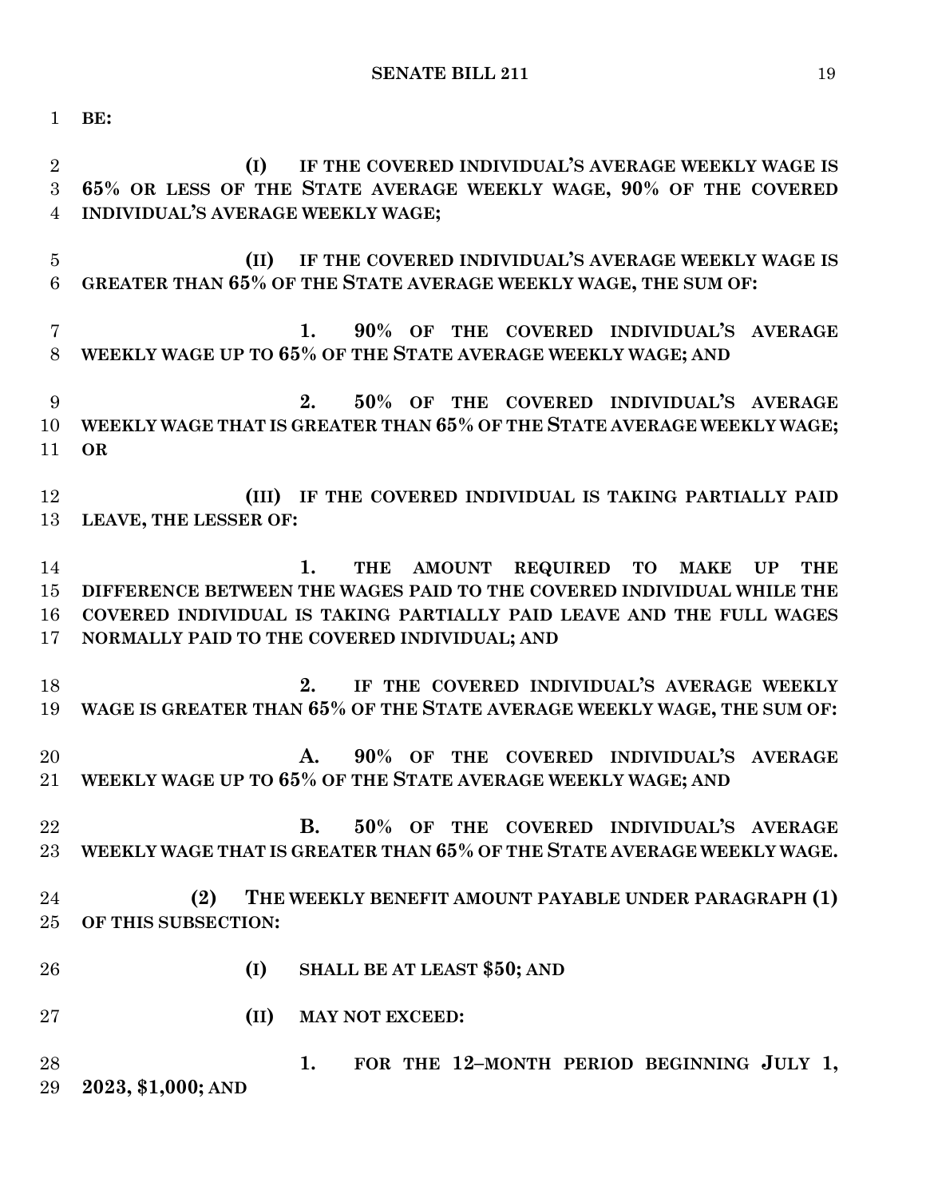**BE:**

**(I) IF THE COVERED INDIVIDUAL'S AVERAGE WEEKLY WAGE IS 65% OR LESS OF THE STATE AVERAGE WEEKLY WAGE, 90% OF THE COVERED INDIVIDUAL'S AVERAGE WEEKLY WAGE;**

**(II) IF THE COVERED INDIVIDUAL'S AVERAGE WEEKLY WAGE IS GREATER THAN 65% OF THE STATE AVERAGE WEEKLY WAGE, THE SUM OF:**

**1. 90% OF THE COVERED INDIVIDUAL'S AVERAGE WEEKLY WAGE UP TO 65% OF THE STATE AVERAGE WEEKLY WAGE; AND**

**2. 50% OF THE COVERED INDIVIDUAL'S AVERAGE WEEKLY WAGE THAT IS GREATER THAN 65% OF THE STATE AVERAGE WEEKLY WAGE; OR**

**(III) IF THE COVERED INDIVIDUAL IS TAKING PARTIALLY PAID LEAVE, THE LESSER OF:**

**1. THE AMOUNT REQUIRED TO MAKE UP THE DIFFERENCE BETWEEN THE WAGES PAID TO THE COVERED INDIVIDUAL WHILE THE COVERED INDIVIDUAL IS TAKING PARTIALLY PAID LEAVE AND THE FULL WAGES NORMALLY PAID TO THE COVERED INDIVIDUAL; AND**

**2. IF THE COVERED INDIVIDUAL'S AVERAGE WEEKLY WAGE IS GREATER THAN 65% OF THE STATE AVERAGE WEEKLY WAGE, THE SUM OF:**

**A. 90% OF THE COVERED INDIVIDUAL'S AVERAGE WEEKLY WAGE UP TO 65% OF THE STATE AVERAGE WEEKLY WAGE; AND**

**B. 50% OF THE COVERED INDIVIDUAL'S AVERAGE WEEKLY WAGE THAT IS GREATER THAN 65% OF THE STATE AVERAGE WEEKLY WAGE.**

**(2) THE WEEKLY BENEFIT AMOUNT PAYABLE UNDER PARAGRAPH (1) OF THIS SUBSECTION:**

**(I) SHALL BE AT LEAST $50; AND**

**(II) MAY NOT EXCEED:**

**1. FOR THE 12–MONTH PERIOD BEGINNING JULY 1, 2023, $1,000; AND**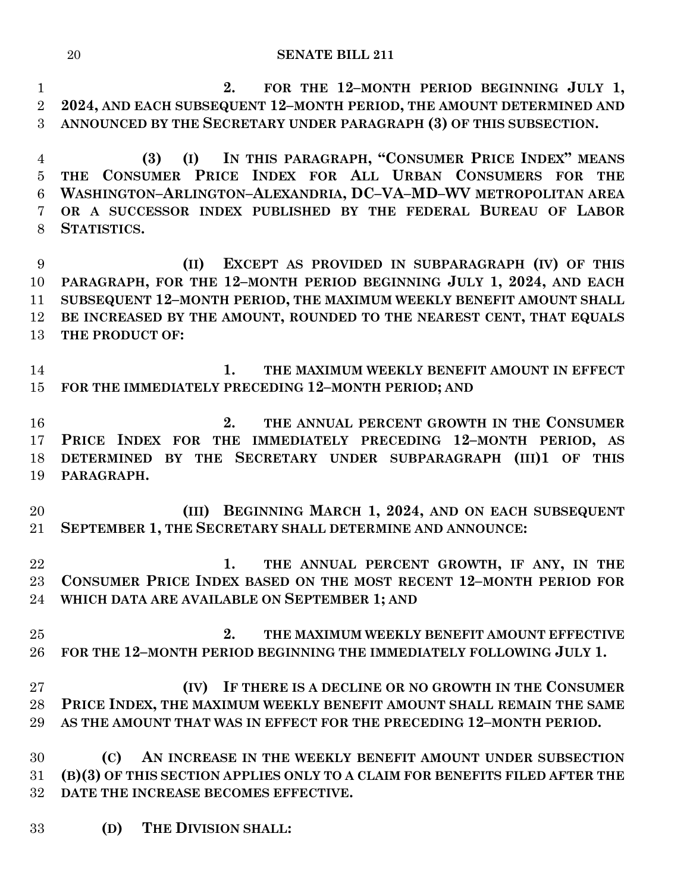2. FOR THE 12–MONTH PERIOD BEGINNING JULY 1, 2024, AND EACH SUBSEQUENT 12–MONTH PERIOD, THE AMOUNT DETERMINED AND ANNOUNCED BY THE SECRETARY UNDER PARAGRAPH (3) OF THIS SUBSECTION.

(3) (I) IN THIS PARAGRAPH, "CONSUMER PRICE INDEX" MEANS THE CONSUMER PRICE INDEX FOR ALL URBAN CONSUMERS FOR THE WASHINGTON–ARLINGTON–ALEXANDRIA, DC–VA–MD–WV METROPOLITAN AREA OR A SUCCESSOR INDEX PUBLISHED BY THE FEDERAL BUREAU OF LABOR STATISTICS.

(II) EXCEPT AS PROVIDED IN SUBPARAGRAPH (IV) OF THIS PARAGRAPH, FOR THE 12–MONTH PERIOD BEGINNING JULY 1, 2024, AND EACH SUBSEQUENT 12–MONTH PERIOD, THE MAXIMUM WEEKLY BENEFIT AMOUNT SHALL BE INCREASED BY THE AMOUNT, ROUNDED TO THE NEAREST CENT, THAT EQUALS THE PRODUCT OF:

1. THE MAXIMUM WEEKLY BENEFIT AMOUNT IN EFFECT FOR THE IMMEDIATELY PRECEDING 12–MONTH PERIOD; AND

2. THE ANNUAL PERCENT GROWTH IN THE CONSUMER PRICE INDEX FOR THE IMMEDIATELY PRECEDING 12–MONTH PERIOD, AS DETERMINED BY THE SECRETARY UNDER SUBPARAGRAPH (III)1 OF THIS PARAGRAPH.

(III) BEGINNING MARCH 1, 2024, AND ON EACH SUBSEQUENT SEPTEMBER 1, THE SECRETARY SHALL DETERMINE AND ANNOUNCE:

1. THE ANNUAL PERCENT GROWTH, IF ANY, IN THE CONSUMER PRICE INDEX BASED ON THE MOST RECENT 12–MONTH PERIOD FOR WHICH DATA ARE AVAILABLE ON SEPTEMBER 1; AND

2. THE MAXIMUM WEEKLY BENEFIT AMOUNT EFFECTIVE FOR THE 12–MONTH PERIOD BEGINNING THE IMMEDIATELY FOLLOWING JULY 1.

(IV) IF THERE IS A DECLINE OR NO GROWTH IN THE CONSUMER PRICE INDEX, THE MAXIMUM WEEKLY BENEFIT AMOUNT SHALL REMAIN THE SAME AS THE AMOUNT THAT WAS IN EFFECT FOR THE PRECEDING 12–MONTH PERIOD.

(C) AN INCREASE IN THE WEEKLY BENEFIT AMOUNT UNDER SUBSECTION (B)(3) OF THIS SECTION APPLIES ONLY TO A CLAIM FOR BENEFITS FILED AFTER THE DATE THE INCREASE BECOMES EFFECTIVE.

(D) THE DIVISION SHALL: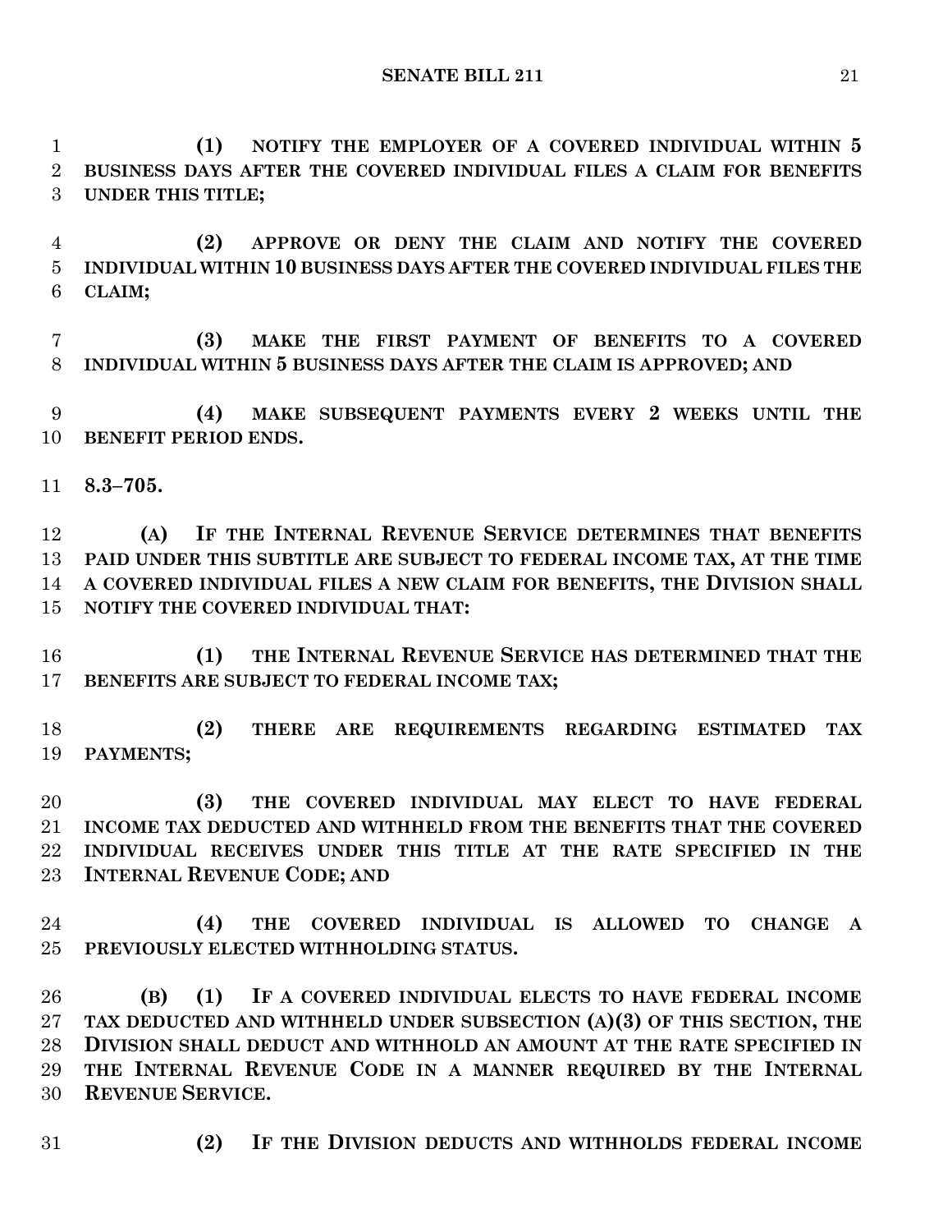**(1) NOTIFY THE EMPLOYER OF A COVERED INDIVIDUAL WITHIN 5 BUSINESS DAYS AFTER THE COVERED INDIVIDUAL FILES A CLAIM FOR BENEFITS UNDER THIS TITLE;**

**(2) APPROVE OR DENY THE CLAIM AND NOTIFY THE COVERED INDIVIDUAL WITHIN 10 BUSINESS DAYS AFTER THE COVERED INDIVIDUAL FILES THE CLAIM;**

**(3) MAKE THE FIRST PAYMENT OF BENEFITS TO A COVERED INDIVIDUAL WITHIN 5 BUSINESS DAYS AFTER THE CLAIM IS APPROVED; AND**

**(4) MAKE SUBSEQUENT PAYMENTS EVERY 2 WEEKS UNTIL THE BENEFIT PERIOD ENDS.**

**8.3–705.**

**(A) IF THE INTERNAL REVENUE SERVICE DETERMINES THAT BENEFITS PAID UNDER THIS SUBTITLE ARE SUBJECT TO FEDERAL INCOME TAX, AT THE TIME A COVERED INDIVIDUAL FILES A NEW CLAIM FOR BENEFITS, THE DIVISION SHALL NOTIFY THE COVERED INDIVIDUAL THAT:**

**(1) THE INTERNAL REVENUE SERVICE HAS DETERMINED THAT THE BENEFITS ARE SUBJECT TO FEDERAL INCOME TAX;**

**(2) THERE ARE REQUIREMENTS REGARDING ESTIMATED TAX PAYMENTS;**

**(3) THE COVERED INDIVIDUAL MAY ELECT TO HAVE FEDERAL INCOME TAX DEDUCTED AND WITHHELD FROM THE BENEFITS THAT THE COVERED INDIVIDUAL RECEIVES UNDER THIS TITLE AT THE RATE SPECIFIED IN THE INTERNAL REVENUE CODE; AND**

**(4) THE COVERED INDIVIDUAL IS ALLOWED TO CHANGE A PREVIOUSLY ELECTED WITHHOLDING STATUS.**

**(B) (1) IF A COVERED INDIVIDUAL ELECTS TO HAVE FEDERAL INCOME TAX DEDUCTED AND WITHHELD UNDER SUBSECTION (A)(3) OF THIS SECTION, THE DIVISION SHALL DEDUCT AND WITHHOLD AN AMOUNT AT THE RATE SPECIFIED IN THE INTERNAL REVENUE CODE IN A MANNER REQUIRED BY THE INTERNAL REVENUE SERVICE.**

**(2) IF THE DIVISION DEDUCTS AND WITHHOLDS FEDERAL INCOME**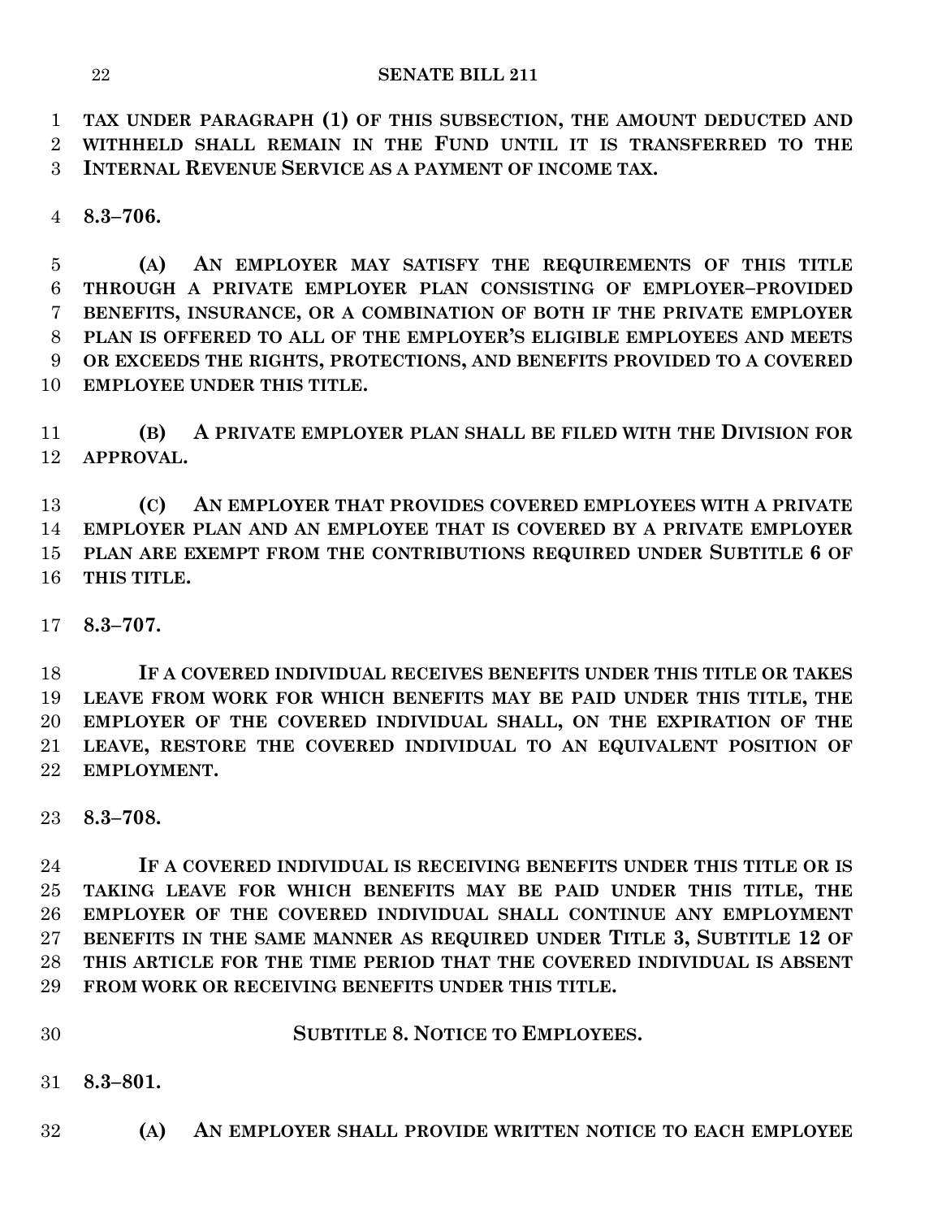**TAX UNDER PARAGRAPH (1) OF THIS SUBSECTION, THE AMOUNT DEDUCTED AND WITHHELD SHALL REMAIN IN THE FUND UNTIL IT IS TRANSFERRED TO THE INTERNAL REVENUE SERVICE AS A PAYMENT OF INCOME TAX.**

**8.3–706.**

**(A) AN EMPLOYER MAY SATISFY THE REQUIREMENTS OF THIS TITLE THROUGH A PRIVATE EMPLOYER PLAN CONSISTING OF EMPLOYER–PROVIDED BENEFITS, INSURANCE, OR A COMBINATION OF BOTH IF THE PRIVATE EMPLOYER PLAN IS OFFERED TO ALL OF THE EMPLOYER'S ELIGIBLE EMPLOYEES AND MEETS OR EXCEEDS THE RIGHTS, PROTECTIONS, AND BENEFITS PROVIDED TO A COVERED EMPLOYEE UNDER THIS TITLE.**

**(B) A PRIVATE EMPLOYER PLAN SHALL BE FILED WITH THE DIVISION FOR APPROVAL.**

**(C) AN EMPLOYER THAT PROVIDES COVERED EMPLOYEES WITH A PRIVATE EMPLOYER PLAN AND AN EMPLOYEE THAT IS COVERED BY A PRIVATE EMPLOYER PLAN ARE EXEMPT FROM THE CONTRIBUTIONS REQUIRED UNDER SUBTITLE 6 OF THIS TITLE.**

**8.3–707.**

**IF A COVERED INDIVIDUAL RECEIVES BENEFITS UNDER THIS TITLE OR TAKES LEAVE FROM WORK FOR WHICH BENEFITS MAY BE PAID UNDER THIS TITLE, THE EMPLOYER OF THE COVERED INDIVIDUAL SHALL, ON THE EXPIRATION OF THE LEAVE, RESTORE THE COVERED INDIVIDUAL TO AN EQUIVALENT POSITION OF EMPLOYMENT.**

**8.3–708.**

**IF A COVERED INDIVIDUAL IS RECEIVING BENEFITS UNDER THIS TITLE OR IS TAKING LEAVE FOR WHICH BENEFITS MAY BE PAID UNDER THIS TITLE, THE EMPLOYER OF THE COVERED INDIVIDUAL SHALL CONTINUE ANY EMPLOYMENT BENEFITS IN THE SAME MANNER AS REQUIRED UNDER TITLE 3, SUBTITLE 12 OF THIS ARTICLE FOR THE TIME PERIOD THAT THE COVERED INDIVIDUAL IS ABSENT FROM WORK OR RECEIVING BENEFITS UNDER THIS TITLE.**

## SUBTITLE 8. NOTICE TO EMPLOYEES.

**8.3–801.**

**(A) AN EMPLOYER SHALL PROVIDE WRITTEN NOTICE TO EACH EMPLOYEE**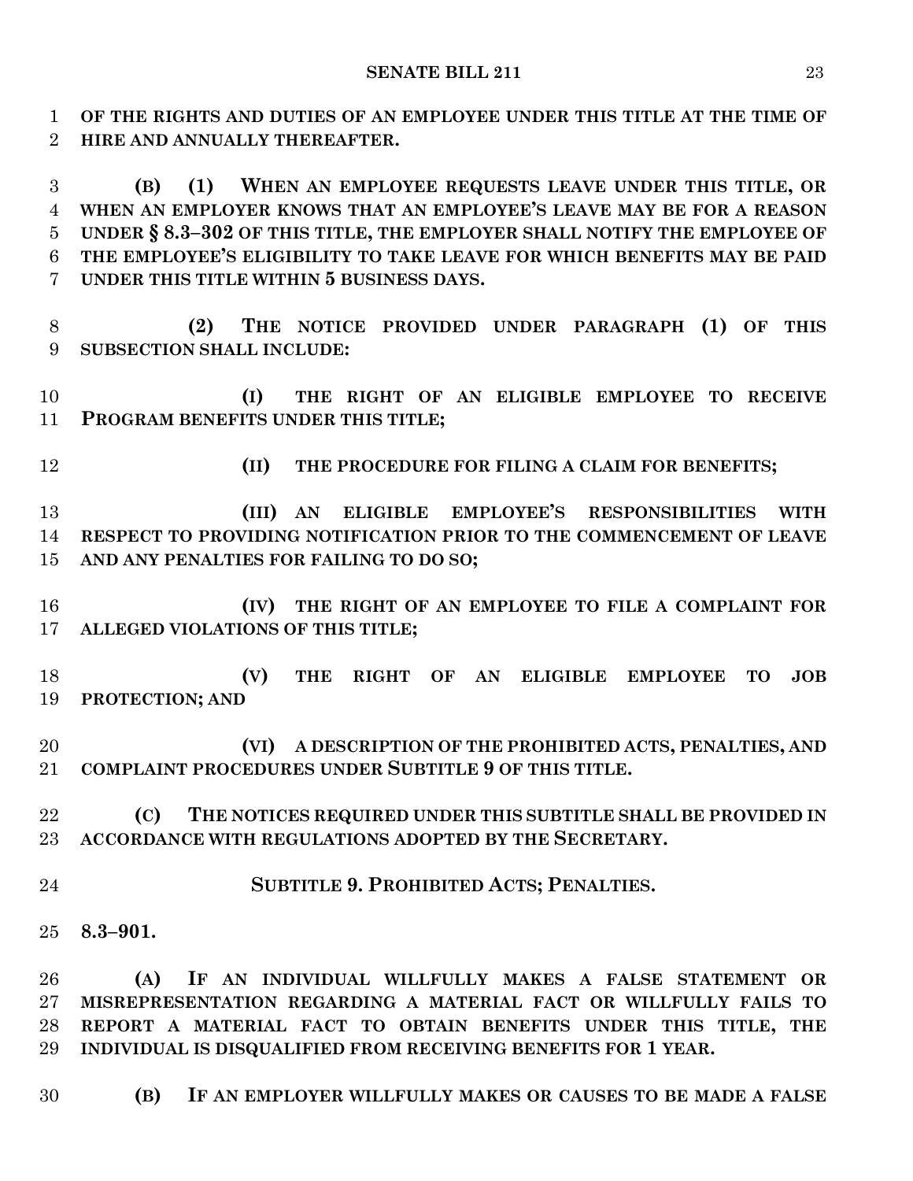**OF THE RIGHTS AND DUTIES OF AN EMPLOYEE UNDER THIS TITLE AT THE TIME OF HIRE AND ANNUALLY THEREAFTER.**

**(B) (1) WHEN AN EMPLOYEE REQUESTS LEAVE UNDER THIS TITLE, OR WHEN AN EMPLOYER KNOWS THAT AN EMPLOYEE'S LEAVE MAY BE FOR A REASON UNDER § 8.3–302 OF THIS TITLE, THE EMPLOYER SHALL NOTIFY THE EMPLOYEE OF THE EMPLOYEE'S ELIGIBILITY TO TAKE LEAVE FOR WHICH BENEFITS MAY BE PAID UNDER THIS TITLE WITHIN 5 BUSINESS DAYS.**

**(2) THE NOTICE PROVIDED UNDER PARAGRAPH (1) OF THIS SUBSECTION SHALL INCLUDE:**

**(I) THE RIGHT OF AN ELIGIBLE EMPLOYEE TO RECEIVE PROGRAM BENEFITS UNDER THIS TITLE;**

**(II) THE PROCEDURE FOR FILING A CLAIM FOR BENEFITS;**

**(III) AN ELIGIBLE EMPLOYEE'S RESPONSIBILITIES WITH RESPECT TO PROVIDING NOTIFICATION PRIOR TO THE COMMENCEMENT OF LEAVE AND ANY PENALTIES FOR FAILING TO DO SO;**

**(IV) THE RIGHT OF AN EMPLOYEE TO FILE A COMPLAINT FOR ALLEGED VIOLATIONS OF THIS TITLE;**

**(V) THE RIGHT OF AN ELIGIBLE EMPLOYEE TO JOB PROTECTION; AND**

**(VI) A DESCRIPTION OF THE PROHIBITED ACTS, PENALTIES, AND COMPLAINT PROCEDURES UNDER SUBTITLE 9 OF THIS TITLE.**

**(C) THE NOTICES REQUIRED UNDER THIS SUBTITLE SHALL BE PROVIDED IN ACCORDANCE WITH REGULATIONS ADOPTED BY THE SECRETARY.**

**SUBTITLE 9. PROHIBITED ACTS; PENALTIES.**

**8.3–901.**

**(A) IF AN INDIVIDUAL WILLFULLY MAKES A FALSE STATEMENT OR MISREPRESENTATION REGARDING A MATERIAL FACT OR WILLFULLY FAILS TO REPORT A MATERIAL FACT TO OBTAIN BENEFITS UNDER THIS TITLE, THE INDIVIDUAL IS DISQUALIFIED FROM RECEIVING BENEFITS FOR 1 YEAR.**

**(B) IF AN EMPLOYER WILLFULLY MAKES OR CAUSES TO BE MADE A FALSE**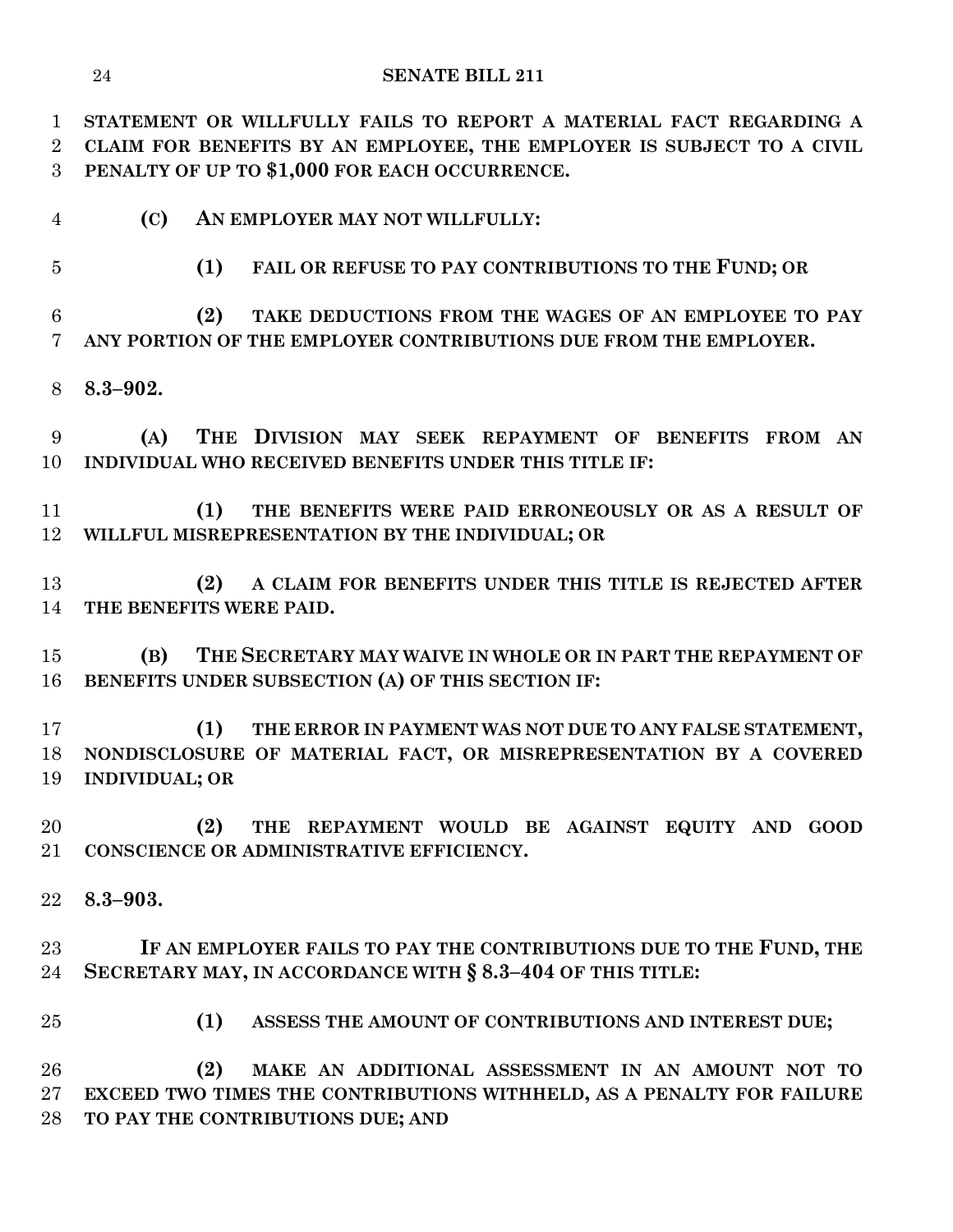**STATEMENT OR WILLFULLY FAILS TO REPORT A MATERIAL FACT REGARDING A CLAIM FOR BENEFITS BY AN EMPLOYEE, THE EMPLOYER IS SUBJECT TO A CIVIL PENALTY OF UP TO $1,000 FOR EACH OCCURRENCE.**

**(C) AN EMPLOYER MAY NOT WILLFULLY:**

**(1) FAIL OR REFUSE TO PAY CONTRIBUTIONS TO THE FUND; OR**

**(2) TAKE DEDUCTIONS FROM THE WAGES OF AN EMPLOYEE TO PAY ANY PORTION OF THE EMPLOYER CONTRIBUTIONS DUE FROM THE EMPLOYER.**

**8.3–902.**

**(A) THE DIVISION MAY SEEK REPAYMENT OF BENEFITS FROM AN INDIVIDUAL WHO RECEIVED BENEFITS UNDER THIS TITLE IF:**

**(1) THE BENEFITS WERE PAID ERRONEOUSLY OR AS A RESULT OF WILLFUL MISREPRESENTATION BY THE INDIVIDUAL; OR**

**(2) A CLAIM FOR BENEFITS UNDER THIS TITLE IS REJECTED AFTER THE BENEFITS WERE PAID.**

**(B) THE SECRETARY MAY WAIVE IN WHOLE OR IN PART THE REPAYMENT OF BENEFITS UNDER SUBSECTION (A) OF THIS SECTION IF:**

**(1) THE ERROR IN PAYMENT WAS NOT DUE TO ANY FALSE STATEMENT, NONDISCLOSURE OF MATERIAL FACT, OR MISREPRESENTATION BY A COVERED INDIVIDUAL; OR**

**(2) THE REPAYMENT WOULD BE AGAINST EQUITY AND GOOD CONSCIENCE OR ADMINISTRATIVE EFFICIENCY.**

**8.3–903.**

**IF AN EMPLOYER FAILS TO PAY THE CONTRIBUTIONS DUE TO THE FUND, THE SECRETARY MAY, IN ACCORDANCE WITH § 8.3–404 OF THIS TITLE:**

**(1) ASSESS THE AMOUNT OF CONTRIBUTIONS AND INTEREST DUE;**

**(2) MAKE AN ADDITIONAL ASSESSMENT IN AN AMOUNT NOT TO EXCEED TWO TIMES THE CONTRIBUTIONS WITHHELD, AS A PENALTY FOR FAILURE TO PAY THE CONTRIBUTIONS DUE; AND**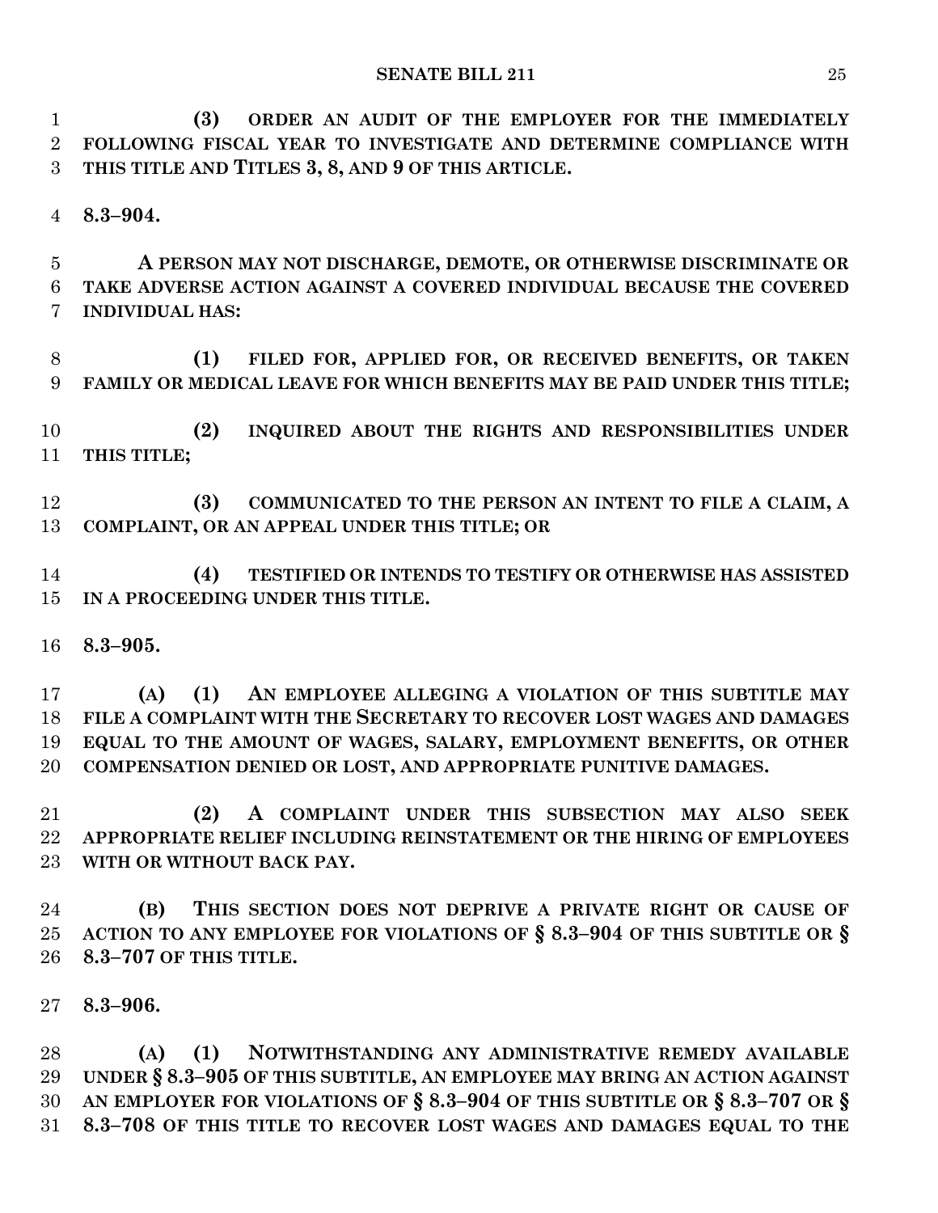**(3) ORDER AN AUDIT OF THE EMPLOYER FOR THE IMMEDIATELY FOLLOWING FISCAL YEAR TO INVESTIGATE AND DETERMINE COMPLIANCE WITH THIS TITLE AND TITLES 3, 8, AND 9 OF THIS ARTICLE.**

**8.3–904.**

**A PERSON MAY NOT DISCHARGE, DEMOTE, OR OTHERWISE DISCRIMINATE OR TAKE ADVERSE ACTION AGAINST A COVERED INDIVIDUAL BECAUSE THE COVERED INDIVIDUAL HAS:**

**(1) FILED FOR, APPLIED FOR, OR RECEIVED BENEFITS, OR TAKEN FAMILY OR MEDICAL LEAVE FOR WHICH BENEFITS MAY BE PAID UNDER THIS TITLE;**

**(2) INQUIRED ABOUT THE RIGHTS AND RESPONSIBILITIES UNDER THIS TITLE;**

**(3) COMMUNICATED TO THE PERSON AN INTENT TO FILE A CLAIM, A COMPLAINT, OR AN APPEAL UNDER THIS TITLE; OR**

**(4) TESTIFIED OR INTENDS TO TESTIFY OR OTHERWISE HAS ASSISTED IN A PROCEEDING UNDER THIS TITLE.**

**8.3–905.**

**(A) (1) AN EMPLOYEE ALLEGING A VIOLATION OF THIS SUBTITLE MAY FILE A COMPLAINT WITH THE SECRETARY TO RECOVER LOST WAGES AND DAMAGES EQUAL TO THE AMOUNT OF WAGES, SALARY, EMPLOYMENT BENEFITS, OR OTHER COMPENSATION DENIED OR LOST, AND APPROPRIATE PUNITIVE DAMAGES.**

**(2) A COMPLAINT UNDER THIS SUBSECTION MAY ALSO SEEK APPROPRIATE RELIEF INCLUDING REINSTATEMENT OR THE HIRING OF EMPLOYEES WITH OR WITHOUT BACK PAY.**

**(B) THIS SECTION DOES NOT DEPRIVE A PRIVATE RIGHT OR CAUSE OF ACTION TO ANY EMPLOYEE FOR VIOLATIONS OF § 8.3–904 OF THIS SUBTITLE OR § 8.3–707 OF THIS TITLE.**

**8.3–906.**

**(A) (1) NOTWITHSTANDING ANY ADMINISTRATIVE REMEDY AVAILABLE UNDER § 8.3–905 OF THIS SUBTITLE, AN EMPLOYEE MAY BRING AN ACTION AGAINST AN EMPLOYER FOR VIOLATIONS OF § 8.3–904 OF THIS SUBTITLE OR § 8.3–707 OR § 8.3–708 OF THIS TITLE TO RECOVER LOST WAGES AND DAMAGES EQUAL TO THE**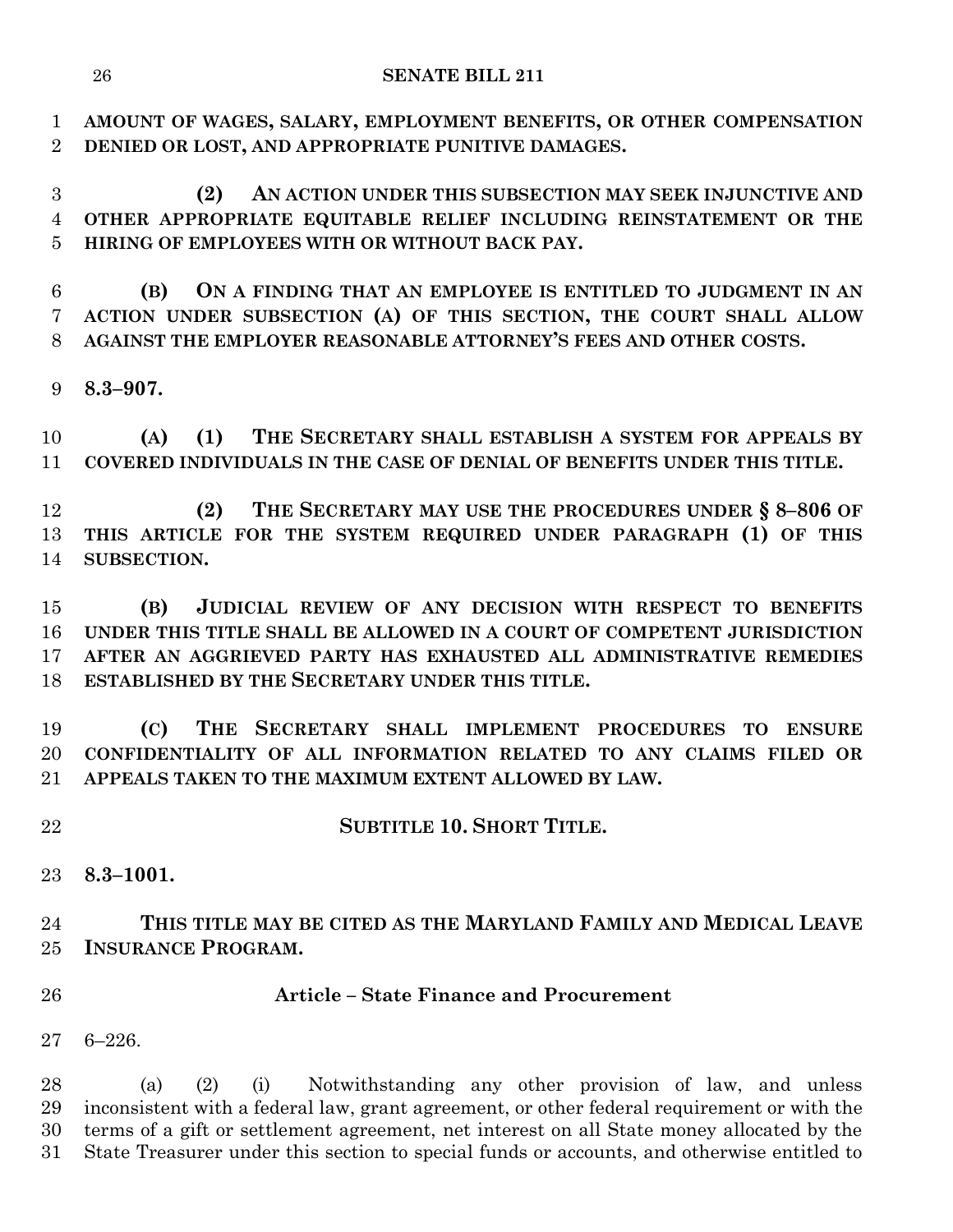**AMOUNT OF WAGES, SALARY, EMPLOYMENT BENEFITS, OR OTHER COMPENSATION DENIED OR LOST, AND APPROPRIATE PUNITIVE DAMAGES.**

**(2) AN ACTION UNDER THIS SUBSECTION MAY SEEK INJUNCTIVE AND OTHER APPROPRIATE EQUITABLE RELIEF INCLUDING REINSTATEMENT OR THE HIRING OF EMPLOYEES WITH OR WITHOUT BACK PAY.**

**(B) ON A FINDING THAT AN EMPLOYEE IS ENTITLED TO JUDGMENT IN AN ACTION UNDER SUBSECTION (A) OF THIS SECTION, THE COURT SHALL ALLOW AGAINST THE EMPLOYER REASONABLE ATTORNEY'S FEES AND OTHER COSTS.**

**8.3–907.**

**(A) (1) THE SECRETARY SHALL ESTABLISH A SYSTEM FOR APPEALS BY COVERED INDIVIDUALS IN THE CASE OF DENIAL OF BENEFITS UNDER THIS TITLE.**

**(2) THE SECRETARY MAY USE THE PROCEDURES UNDER § 8–806 OF THIS ARTICLE FOR THE SYSTEM REQUIRED UNDER PARAGRAPH (1) OF THIS SUBSECTION.**

**(B) JUDICIAL REVIEW OF ANY DECISION WITH RESPECT TO BENEFITS UNDER THIS TITLE SHALL BE ALLOWED IN A COURT OF COMPETENT JURISDICTION AFTER AN AGGRIEVED PARTY HAS EXHAUSTED ALL ADMINISTRATIVE REMEDIES ESTABLISHED BY THE SECRETARY UNDER THIS TITLE.**

**(C) THE SECRETARY SHALL IMPLEMENT PROCEDURES TO ENSURE CONFIDENTIALITY OF ALL INFORMATION RELATED TO ANY CLAIMS FILED OR APPEALS TAKEN TO THE MAXIMUM EXTENT ALLOWED BY LAW.**

**SUBTITLE 10. SHORT TITLE.**

**8.3–1001.**

**THIS TITLE MAY BE CITED AS THE MARYLAND FAMILY AND MEDICAL LEAVE INSURANCE PROGRAM.**

## Article – State Finance and Procurement

6–226.

(a) (2) (i) Notwithstanding any other provision of law, and unless inconsistent with a federal law, grant agreement, or other federal requirement or with the terms of a gift or settlement agreement, net interest on all State money allocated by the State Treasurer under this section to special funds or accounts, and otherwise entitled to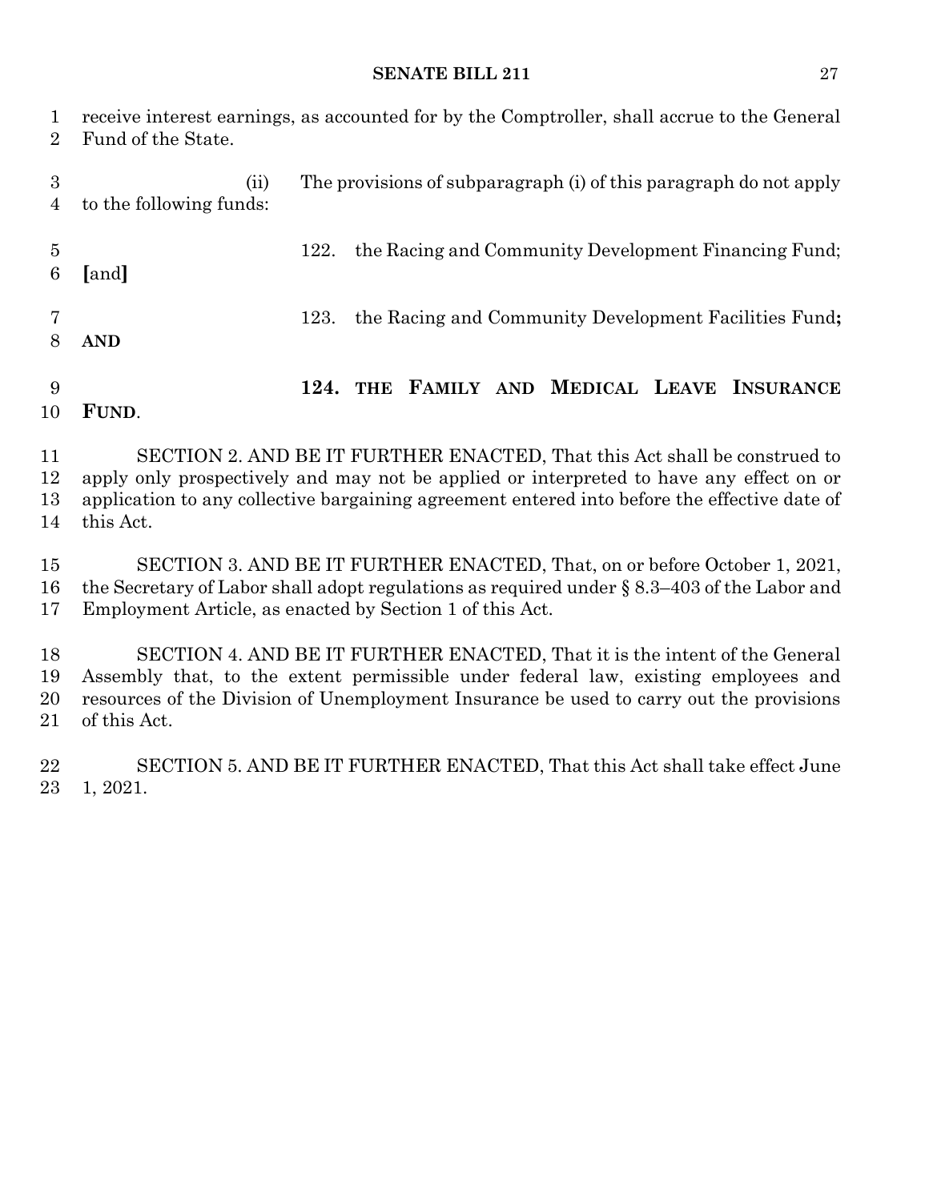receive interest earnings, as accounted for by the Comptroller, shall accrue to the General Fund of the State.

(ii) The provisions of subparagraph (i) of this paragraph do not apply to the following funds:

122. the Racing and Community Development Financing Fund; [and]

123. the Racing and Community Development Facilities Fund**; AND**

**124. THE FAMILY AND MEDICAL LEAVE INSURANCE FUND**.

SECTION 2. AND BE IT FURTHER ENACTED, That this Act shall be construed to apply only prospectively and may not be applied or interpreted to have any effect on or application to any collective bargaining agreement entered into before the effective date of this Act.

SECTION 3. AND BE IT FURTHER ENACTED, That, on or before October 1, 2021, the Secretary of Labor shall adopt regulations as required under § 8.3–403 of the Labor and Employment Article, as enacted by Section 1 of this Act.

SECTION 4. AND BE IT FURTHER ENACTED, That it is the intent of the General Assembly that, to the extent permissible under federal law, existing employees and resources of the Division of Unemployment Insurance be used to carry out the provisions of this Act.

SECTION 5. AND BE IT FURTHER ENACTED, That this Act shall take effect June 1, 2021.